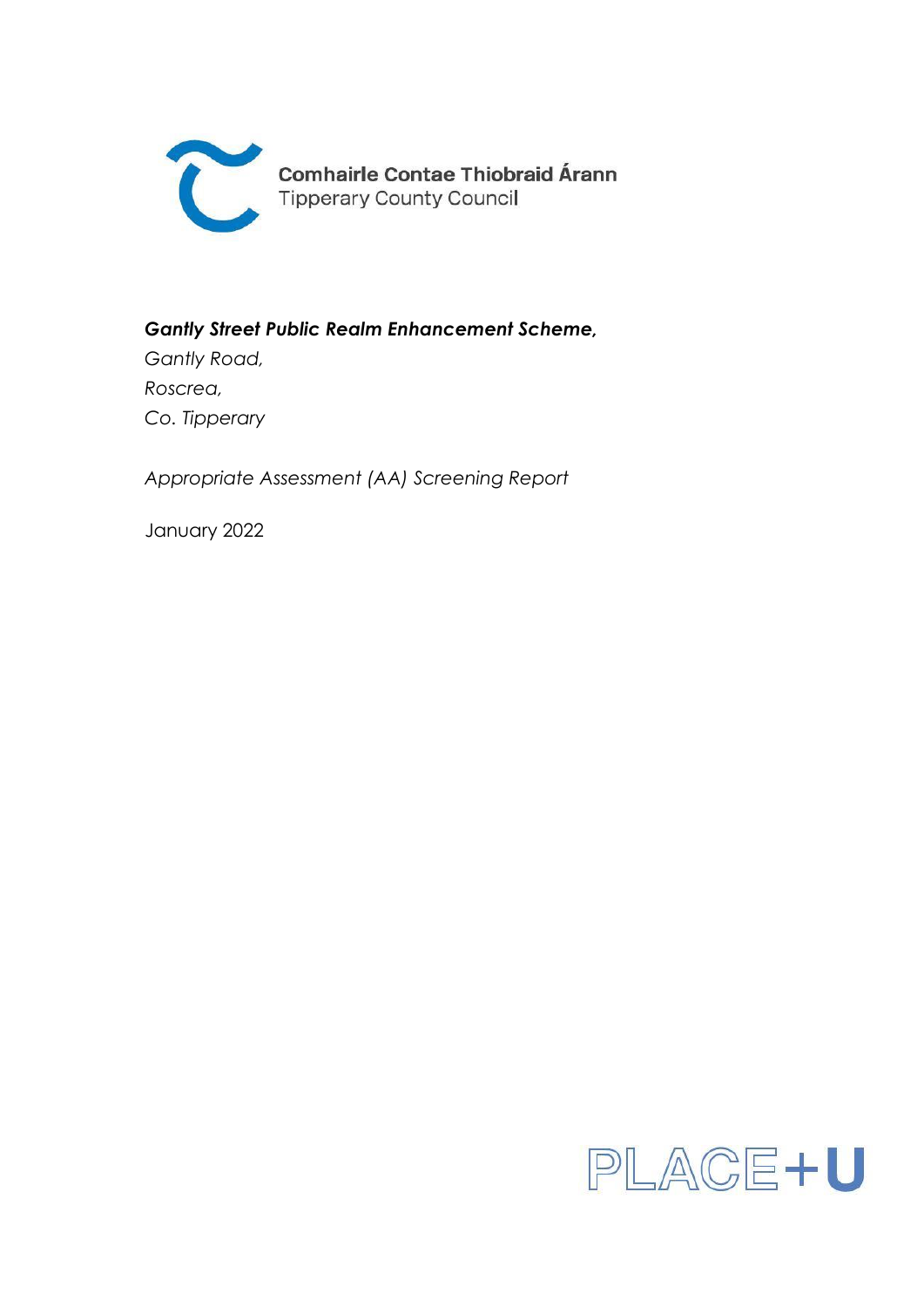Comhairle Contae Thiobraid Árann
Tipperary County Council

***Gantly Street Public Realm Enhancement Scheme,***
*Gantly Road,*
*Roscrea,*
*Co. Tipperary*

*Appropriate Assessment (AA) Screening Report*

January 2022

PLACE+U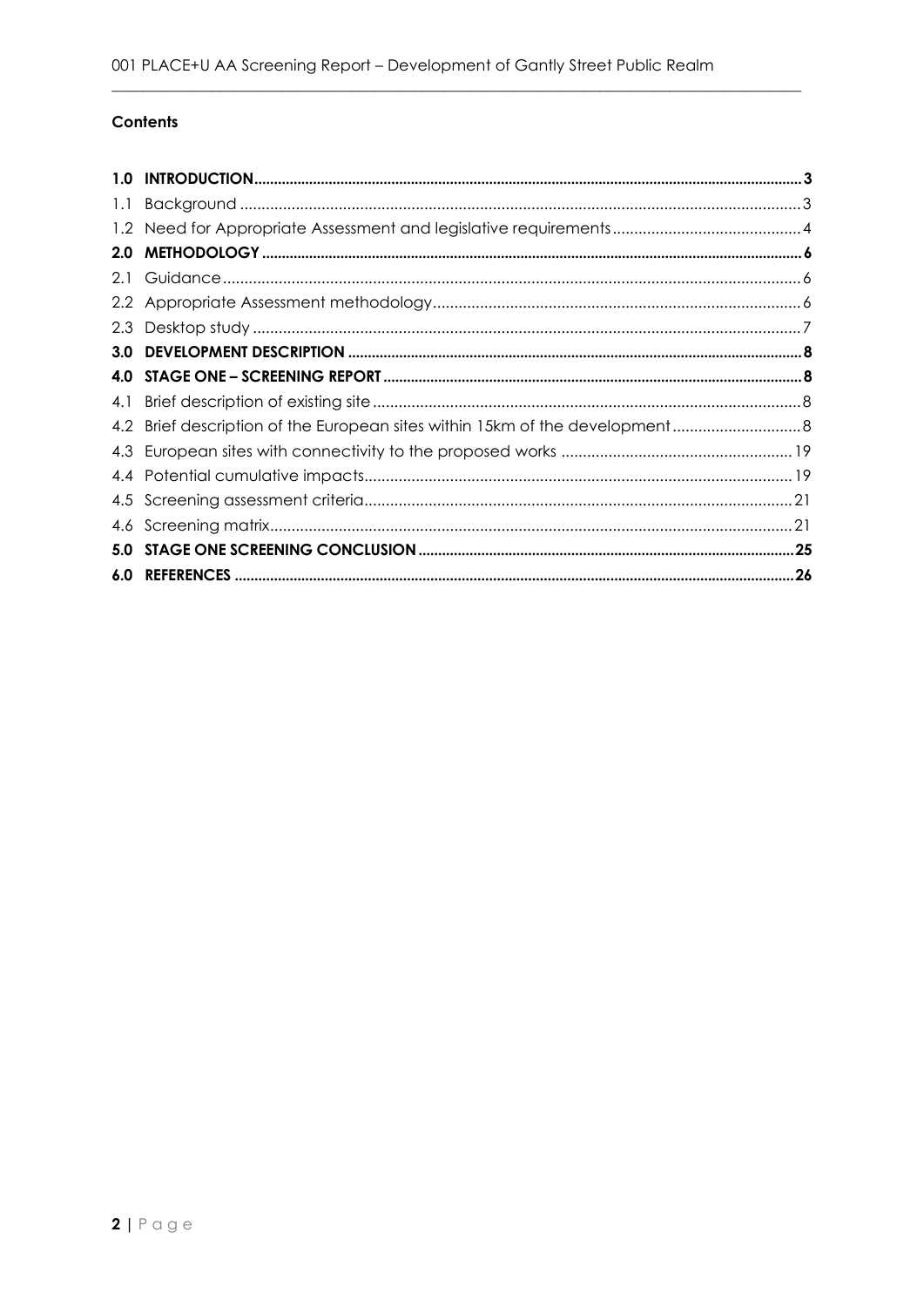**Contents**

| | | |
|---|---|---|
| **1.0** | **INTRODUCTION** | **3** |
| 1.1 | Background | 3 |
| 1.2 | Need for Appropriate Assessment and legislative requirements | 4 |
| **2.0** | **METHODOLOGY** | **6** |
| 2.1 | Guidance | 6 |
| 2.2 | Appropriate Assessment methodology | 6 |
| 2.3 | Desktop study | 7 |
| **3.0** | **DEVELOPMENT DESCRIPTION** | **8** |
| **4.0** | **STAGE ONE – SCREENING REPORT** | **8** |
| 4.1 | Brief description of existing site | 8 |
| 4.2 | Brief description of the European sites within 15km of the development | 8 |
| 4.3 | European sites with connectivity to the proposed works | 19 |
| 4.4 | Potential cumulative impacts | 19 |
| 4.5 | Screening assessment criteria | 21 |
| 4.6 | Screening matrix | 21 |
| **5.0** | **STAGE ONE SCREENING CONCLUSION** | **25** |
| **6.0** | **REFERENCES** | **26** |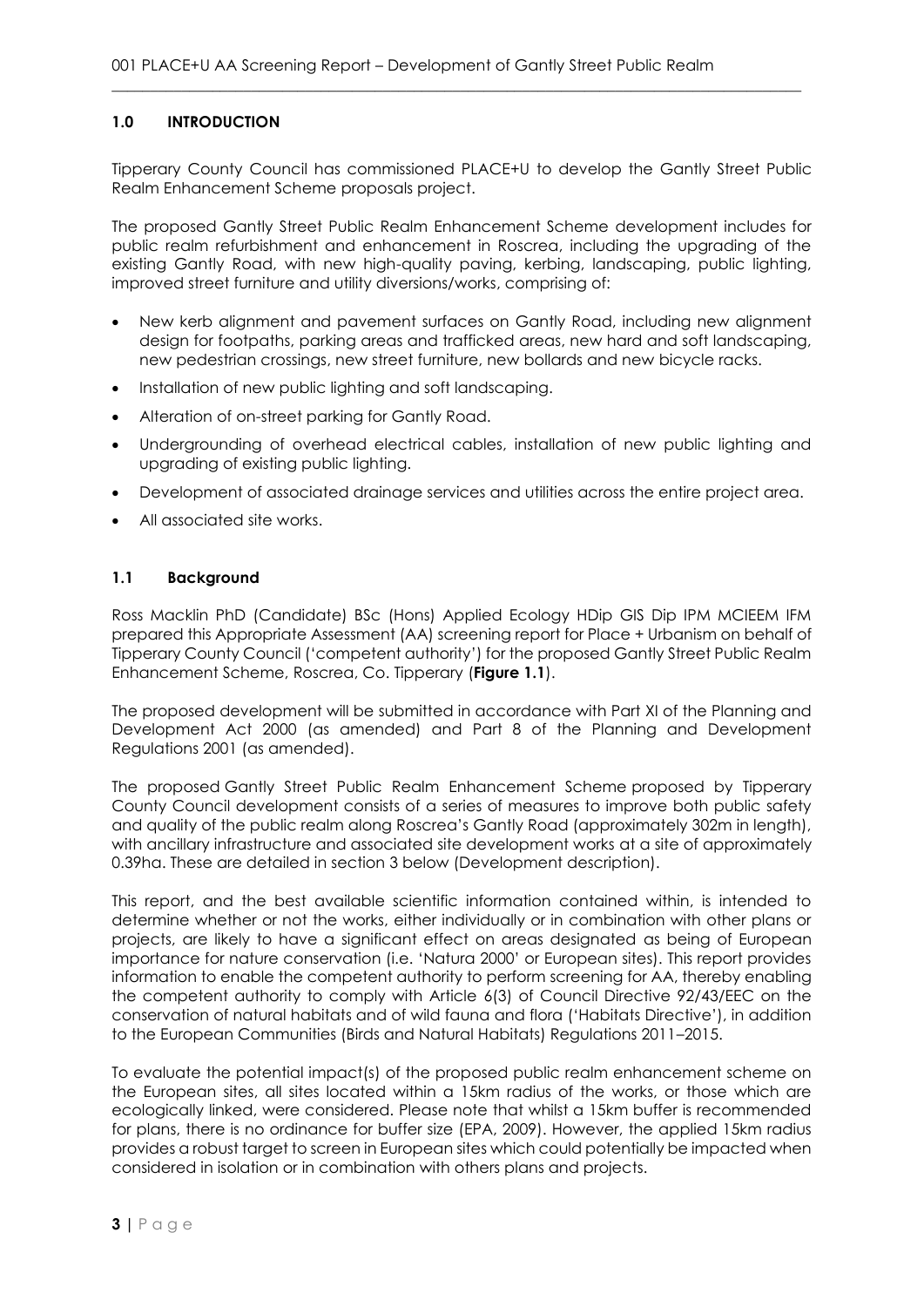## 1.0 INTRODUCTION

Tipperary County Council has commissioned PLACE+U to develop the Gantly Street Public Realm Enhancement Scheme proposals project.

The proposed Gantly Street Public Realm Enhancement Scheme development includes for public realm refurbishment and enhancement in Roscrea, including the upgrading of the existing Gantly Road, with new high-quality paving, kerbing, landscaping, public lighting, improved street furniture and utility diversions/works, comprising of:

- New kerb alignment and pavement surfaces on Gantly Road, including new alignment design for footpaths, parking areas and trafficked areas, new hard and soft landscaping, new pedestrian crossings, new street furniture, new bollards and new bicycle racks.
- Installation of new public lighting and soft landscaping.
- Alteration of on-street parking for Gantly Road.
- Undergrounding of overhead electrical cables, installation of new public lighting and upgrading of existing public lighting.
- Development of associated drainage services and utilities across the entire project area.
- All associated site works.

### 1.1 Background

Ross Macklin PhD (Candidate) BSc (Hons) Applied Ecology HDip GIS Dip IPM MCIEEM IFM prepared this Appropriate Assessment (AA) screening report for Place + Urbanism on behalf of Tipperary County Council ('competent authority') for the proposed Gantly Street Public Realm Enhancement Scheme, Roscrea, Co. Tipperary (**Figure 1.1**).

The proposed development will be submitted in accordance with Part XI of the Planning and Development Act 2000 (as amended) and Part 8 of the Planning and Development Regulations 2001 (as amended).

The proposed Gantly Street Public Realm Enhancement Scheme proposed by Tipperary County Council development consists of a series of measures to improve both public safety and quality of the public realm along Roscrea's Gantly Road (approximately 302m in length), with ancillary infrastructure and associated site development works at a site of approximately 0.39ha. These are detailed in section 3 below (Development description).

This report, and the best available scientific information contained within, is intended to determine whether or not the works, either individually or in combination with other plans or projects, are likely to have a significant effect on areas designated as being of European importance for nature conservation (i.e. 'Natura 2000' or European sites). This report provides information to enable the competent authority to perform screening for AA, thereby enabling the competent authority to comply with Article 6(3) of Council Directive 92/43/EEC on the conservation of natural habitats and of wild fauna and flora ('Habitats Directive'), in addition to the European Communities (Birds and Natural Habitats) Regulations 2011–2015.

To evaluate the potential impact(s) of the proposed public realm enhancement scheme on the European sites, all sites located within a 15km radius of the works, or those which are ecologically linked, were considered. Please note that whilst a 15km buffer is recommended for plans, there is no ordinance for buffer size (EPA, 2009). However, the applied 15km radius provides a robust target to screen in European sites which could potentially be impacted when considered in isolation or in combination with others plans and projects.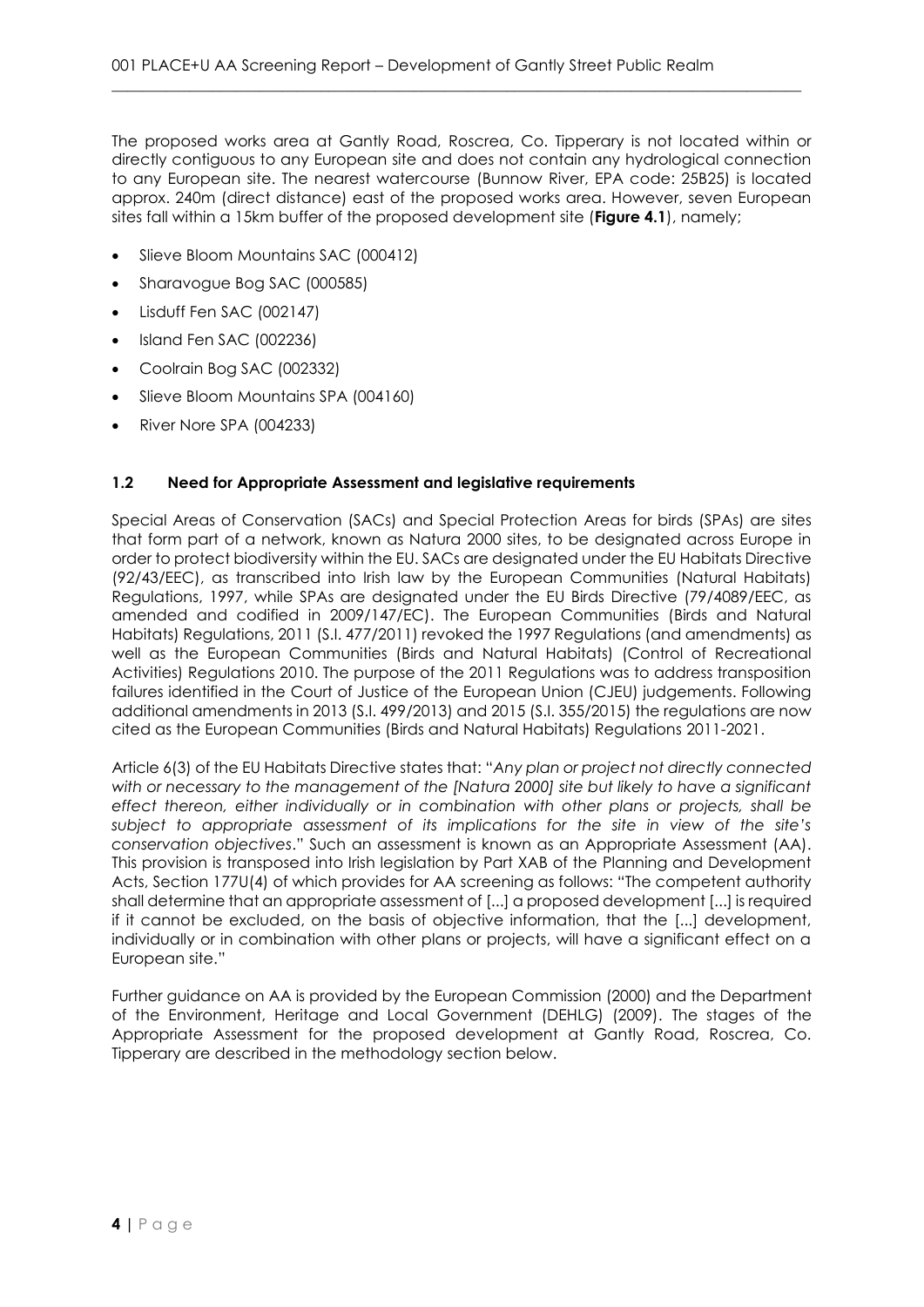The proposed works area at Gantly Road, Roscrea, Co. Tipperary is not located within or directly contiguous to any European site and does not contain any hydrological connection to any European site. The nearest watercourse (Bunnow River, EPA code: 25B25) is located approx. 240m (direct distance) east of the proposed works area. However, seven European sites fall within a 15km buffer of the proposed development site (**Figure 4.1**), namely;

- Slieve Bloom Mountains SAC (000412)
- Sharavogue Bog SAC (000585)
- Lisduff Fen SAC (002147)
- Island Fen SAC (002236)
- Coolrain Bog SAC (002332)
- Slieve Bloom Mountains SPA (004160)
- River Nore SPA (004233)

### 1.2 Need for Appropriate Assessment and legislative requirements

Special Areas of Conservation (SACs) and Special Protection Areas for birds (SPAs) are sites that form part of a network, known as Natura 2000 sites, to be designated across Europe in order to protect biodiversity within the EU. SACs are designated under the EU Habitats Directive (92/43/EEC), as transcribed into Irish law by the European Communities (Natural Habitats) Regulations, 1997, while SPAs are designated under the EU Birds Directive (79/4089/EEC, as amended and codified in 2009/147/EC). The European Communities (Birds and Natural Habitats) Regulations, 2011 (S.I. 477/2011) revoked the 1997 Regulations (and amendments) as well as the European Communities (Birds and Natural Habitats) (Control of Recreational Activities) Regulations 2010. The purpose of the 2011 Regulations was to address transposition failures identified in the Court of Justice of the European Union (CJEU) judgements. Following additional amendments in 2013 (S.I. 499/2013) and 2015 (S.I. 355/2015) the regulations are now cited as the European Communities (Birds and Natural Habitats) Regulations 2011-2021.

Article 6(3) of the EU Habitats Directive states that: "*Any plan or project not directly connected with or necessary to the management of the [Natura 2000] site but likely to have a significant effect thereon, either individually or in combination with other plans or projects, shall be subject to appropriate assessment of its implications for the site in view of the site's conservation objectives*." Such an assessment is known as an Appropriate Assessment (AA). This provision is transposed into Irish legislation by Part XAB of the Planning and Development Acts, Section 177U(4) of which provides for AA screening as follows: "The competent authority shall determine that an appropriate assessment of [...] a proposed development [...] is required if it cannot be excluded, on the basis of objective information, that the [...] development, individually or in combination with other plans or projects, will have a significant effect on a European site."

Further guidance on AA is provided by the European Commission (2000) and the Department of the Environment, Heritage and Local Government (DEHLG) (2009). The stages of the Appropriate Assessment for the proposed development at Gantly Road, Roscrea, Co. Tipperary are described in the methodology section below.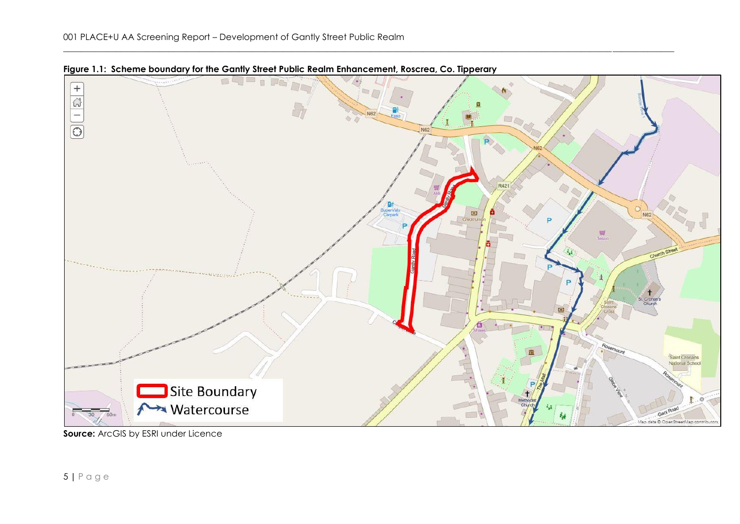**Figure 1.1: Scheme boundary for the Gantly Street Public Realm Enhancement, Roscrea, Co. Tipperary**

**Source:** ArcGIS by ESRI under Licence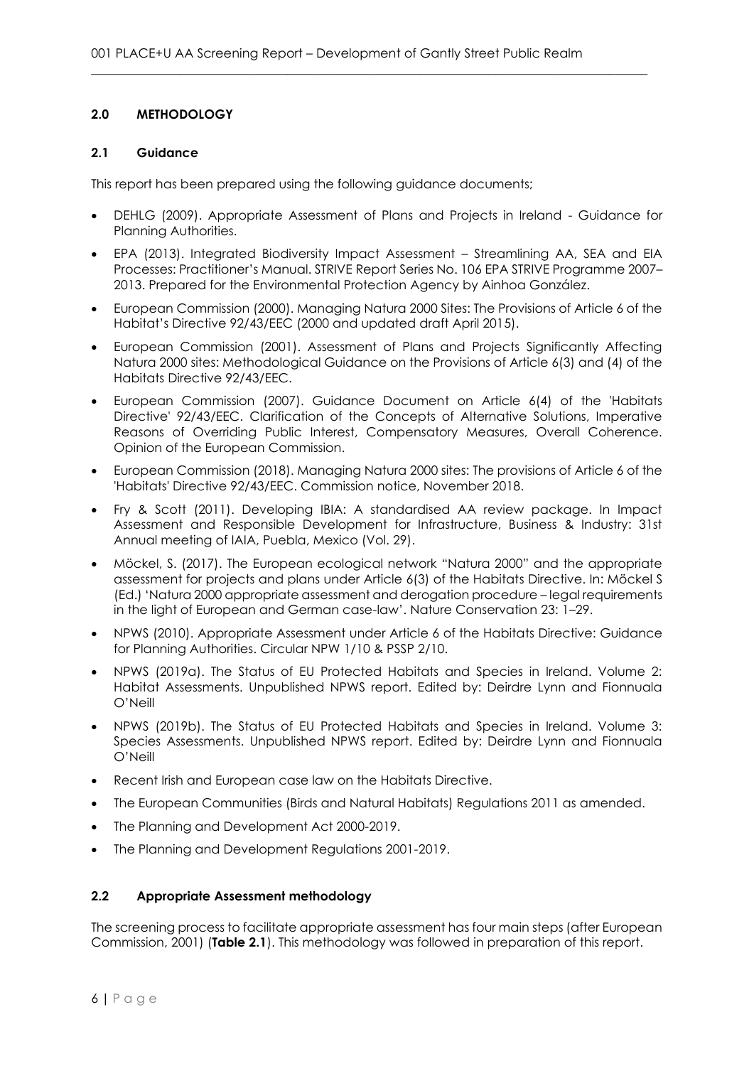## 2.0 METHODOLOGY

### 2.1 Guidance

This report has been prepared using the following guidance documents;

- DEHLG (2009). Appropriate Assessment of Plans and Projects in Ireland - Guidance for Planning Authorities.
- EPA (2013). Integrated Biodiversity Impact Assessment – Streamlining AA, SEA and EIA Processes: Practitioner's Manual. STRIVE Report Series No. 106 EPA STRIVE Programme 2007–2013. Prepared for the Environmental Protection Agency by Ainhoa González.
- European Commission (2000). Managing Natura 2000 Sites: The Provisions of Article 6 of the Habitat's Directive 92/43/EEC (2000 and updated draft April 2015).
- European Commission (2001). Assessment of Plans and Projects Significantly Affecting Natura 2000 sites: Methodological Guidance on the Provisions of Article 6(3) and (4) of the Habitats Directive 92/43/EEC.
- European Commission (2007). Guidance Document on Article 6(4) of the 'Habitats Directive' 92/43/EEC. Clarification of the Concepts of Alternative Solutions, Imperative Reasons of Overriding Public Interest, Compensatory Measures, Overall Coherence. Opinion of the European Commission.
- European Commission (2018). Managing Natura 2000 sites: The provisions of Article 6 of the 'Habitats' Directive 92/43/EEC. Commission notice, November 2018.
- Fry & Scott (2011). Developing IBIA: A standardised AA review package. In Impact Assessment and Responsible Development for Infrastructure, Business & Industry: 31st Annual meeting of IAIA, Puebla, Mexico (Vol. 29).
- Möckel, S. (2017). The European ecological network "Natura 2000" and the appropriate assessment for projects and plans under Article 6(3) of the Habitats Directive. In: Möckel S (Ed.) 'Natura 2000 appropriate assessment and derogation procedure – legal requirements in the light of European and German case-law'. Nature Conservation 23: 1–29.
- NPWS (2010). Appropriate Assessment under Article 6 of the Habitats Directive: Guidance for Planning Authorities. Circular NPW 1/10 & PSSP 2/10.
- NPWS (2019a). The Status of EU Protected Habitats and Species in Ireland. Volume 2: Habitat Assessments. Unpublished NPWS report. Edited by: Deirdre Lynn and Fionnuala O'Neill
- NPWS (2019b). The Status of EU Protected Habitats and Species in Ireland. Volume 3: Species Assessments. Unpublished NPWS report. Edited by: Deirdre Lynn and Fionnuala O'Neill
- Recent Irish and European case law on the Habitats Directive.
- The European Communities (Birds and Natural Habitats) Regulations 2011 as amended.
- The Planning and Development Act 2000-2019.
- The Planning and Development Regulations 2001-2019.

### 2.2 Appropriate Assessment methodology

The screening process to facilitate appropriate assessment has four main steps (after European Commission, 2001) (**Table 2.1**). This methodology was followed in preparation of this report.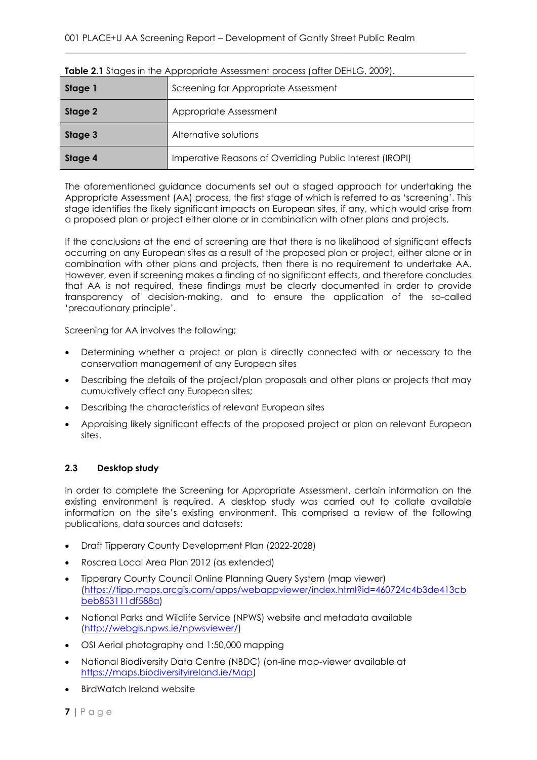**Table 2.1** Stages in the Appropriate Assessment process (after DEHLG, 2009).

| | |
|---|---|
| **Stage 1** | Screening for Appropriate Assessment |
| **Stage 2** | Appropriate Assessment |
| **Stage 3** | Alternative solutions |
| **Stage 4** | Imperative Reasons of Overriding Public Interest (IROPI) |

The aforementioned guidance documents set out a staged approach for undertaking the Appropriate Assessment (AA) process, the first stage of which is referred to as 'screening'. This stage identifies the likely significant impacts on European sites, if any, which would arise from a proposed plan or project either alone or in combination with other plans and projects.

If the conclusions at the end of screening are that there is no likelihood of significant effects occurring on any European sites as a result of the proposed plan or project, either alone or in combination with other plans and projects, then there is no requirement to undertake AA. However, even if screening makes a finding of no significant effects, and therefore concludes that AA is not required, these findings must be clearly documented in order to provide transparency of decision-making, and to ensure the application of the so-called 'precautionary principle'.

Screening for AA involves the following;

- Determining whether a project or plan is directly connected with or necessary to the conservation management of any European sites
- Describing the details of the project/plan proposals and other plans or projects that may cumulatively affect any European sites;
- Describing the characteristics of relevant European sites
- Appraising likely significant effects of the proposed project or plan on relevant European sites.

### 2.3 Desktop study

In order to complete the Screening for Appropriate Assessment, certain information on the existing environment is required. A desktop study was carried out to collate available information on the site's existing environment. This comprised a review of the following publications, data sources and datasets:

- Draft Tipperary County Development Plan (2022-2028)
- Roscrea Local Area Plan 2012 (as extended)
- Tipperary County Council Online Planning Query System (map viewer) (https://tipp.maps.arcgis.com/apps/webappviewer/index.html?id=460724c4b3de413cbbeb853111df588a)
- National Parks and Wildlife Service (NPWS) website and metadata available (http://webgis.npws.ie/npwsviewer/)
- OSI Aerial photography and 1:50,000 mapping
- National Biodiversity Data Centre (NBDC) (on-line map-viewer available at https://maps.biodiversityireland.ie/Map)
- BirdWatch Ireland website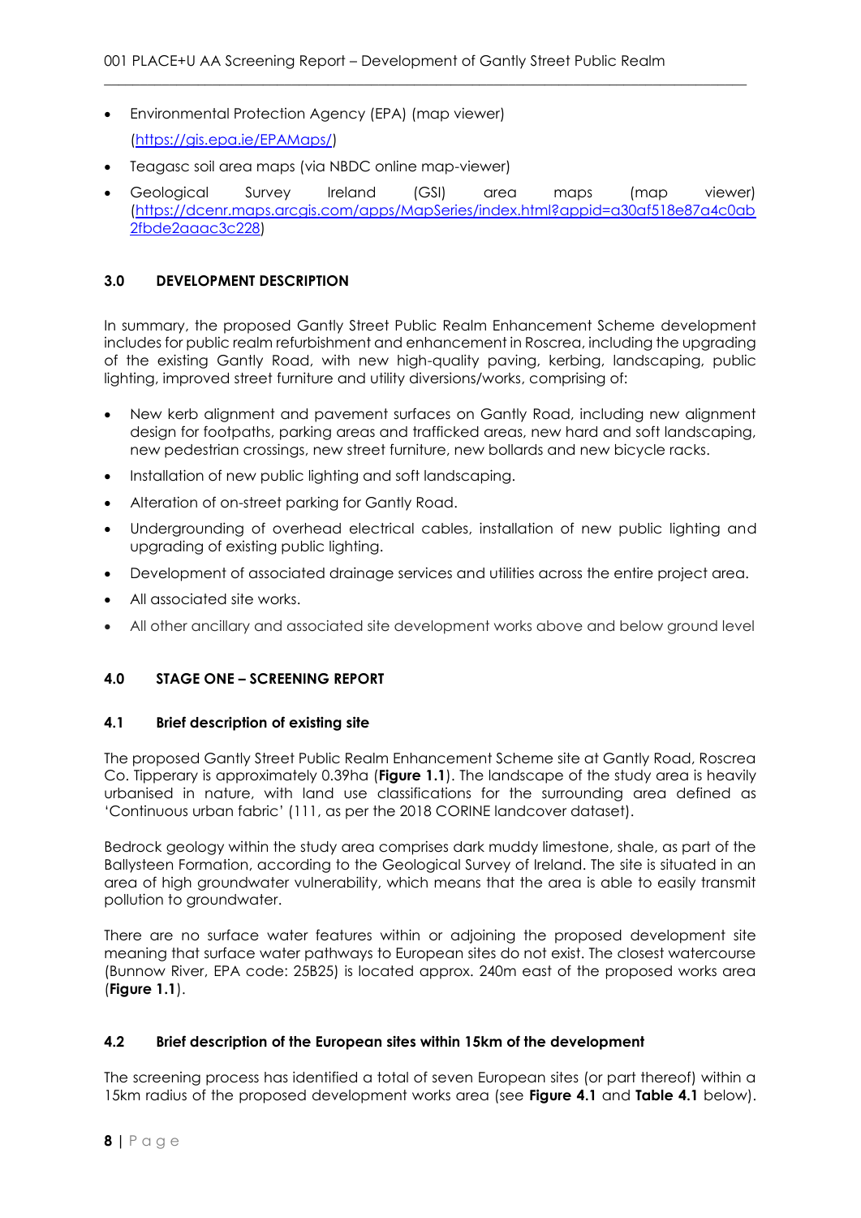- Environmental Protection Agency (EPA) (map viewer) (https://gis.epa.ie/EPAMaps/)
- Teagasc soil area maps (via NBDC online map-viewer)
- Geological Survey Ireland (GSI) area maps (map viewer) (https://dcenr.maps.arcgis.com/apps/MapSeries/index.html?appid=a30af518e87a4c0ab2fbde2aaac3c228)

## 3.0 DEVELOPMENT DESCRIPTION

In summary, the proposed Gantly Street Public Realm Enhancement Scheme development includes for public realm refurbishment and enhancement in Roscrea, including the upgrading of the existing Gantly Road, with new high-quality paving, kerbing, landscaping, public lighting, improved street furniture and utility diversions/works, comprising of:

- New kerb alignment and pavement surfaces on Gantly Road, including new alignment design for footpaths, parking areas and trafficked areas, new hard and soft landscaping, new pedestrian crossings, new street furniture, new bollards and new bicycle racks.
- Installation of new public lighting and soft landscaping.
- Alteration of on-street parking for Gantly Road.
- Undergrounding of overhead electrical cables, installation of new public lighting and upgrading of existing public lighting.
- Development of associated drainage services and utilities across the entire project area.
- All associated site works.
- All other ancillary and associated site development works above and below ground level

## 4.0 STAGE ONE – SCREENING REPORT

### 4.1 Brief description of existing site

The proposed Gantly Street Public Realm Enhancement Scheme site at Gantly Road, Roscrea Co. Tipperary is approximately 0.39ha (**Figure 1.1**). The landscape of the study area is heavily urbanised in nature, with land use classifications for the surrounding area defined as 'Continuous urban fabric' (111, as per the 2018 CORINE landcover dataset).

Bedrock geology within the study area comprises dark muddy limestone, shale, as part of the Ballysteen Formation, according to the Geological Survey of Ireland. The site is situated in an area of high groundwater vulnerability, which means that the area is able to easily transmit pollution to groundwater.

There are no surface water features within or adjoining the proposed development site meaning that surface water pathways to European sites do not exist. The closest watercourse (Bunnow River, EPA code: 25B25) is located approx. 240m east of the proposed works area (**Figure 1.1**).

### 4.2 Brief description of the European sites within 15km of the development

The screening process has identified a total of seven European sites (or part thereof) within a 15km radius of the proposed development works area (see **Figure 4.1** and **Table 4.1** below).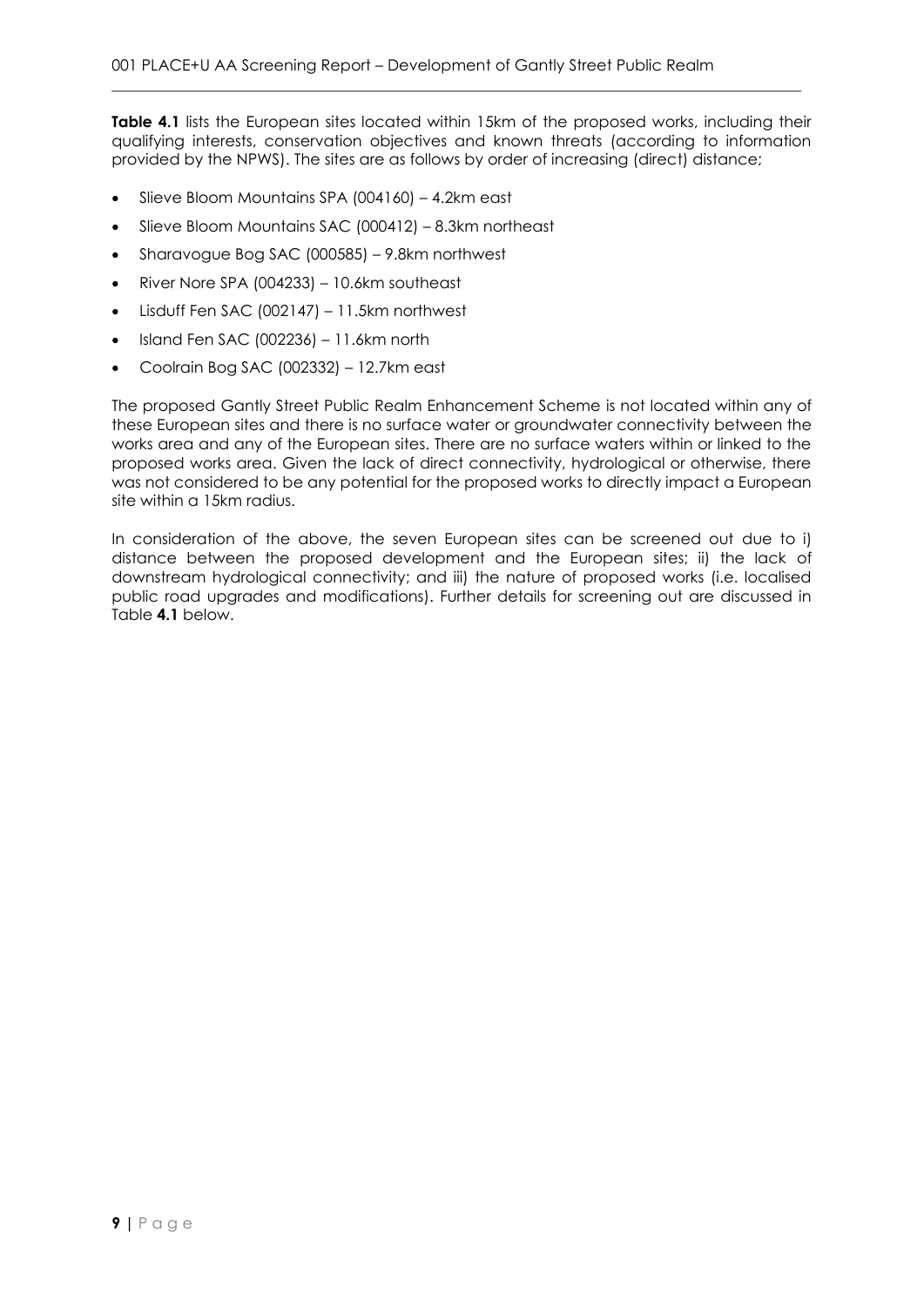**Table 4.1** lists the European sites located within 15km of the proposed works, including their qualifying interests, conservation objectives and known threats (according to information provided by the NPWS). The sites are as follows by order of increasing (direct) distance;

- Slieve Bloom Mountains SPA (004160) – 4.2km east
- Slieve Bloom Mountains SAC (000412) – 8.3km northeast
- Sharavogue Bog SAC (000585) – 9.8km northwest
- River Nore SPA (004233) – 10.6km southeast
- Lisduff Fen SAC (002147) – 11.5km northwest
- Island Fen SAC (002236) – 11.6km north
- Coolrain Bog SAC (002332) – 12.7km east

The proposed Gantly Street Public Realm Enhancement Scheme is not located within any of these European sites and there is no surface water or groundwater connectivity between the works area and any of the European sites. There are no surface waters within or linked to the proposed works area. Given the lack of direct connectivity, hydrological or otherwise, there was not considered to be any potential for the proposed works to directly impact a European site within a 15km radius.

In consideration of the above, the seven European sites can be screened out due to i) distance between the proposed development and the European sites; ii) the lack of downstream hydrological connectivity; and iii) the nature of proposed works (i.e. localised public road upgrades and modifications). Further details for screening out are discussed in Table **4.1** below.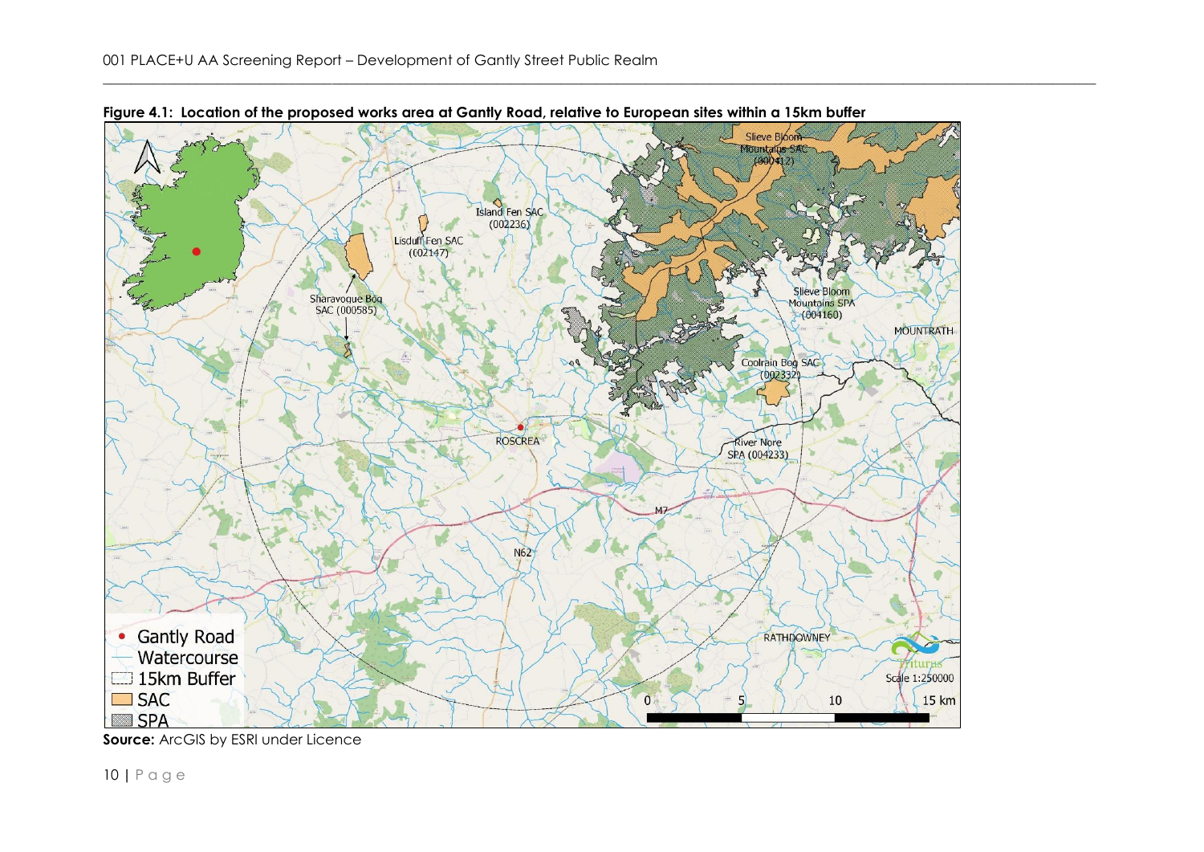**Figure 4.1: Location of the proposed works area at Gantly Road, relative to European sites within a 15km buffer**

**Source:** ArcGIS by ESRI under Licence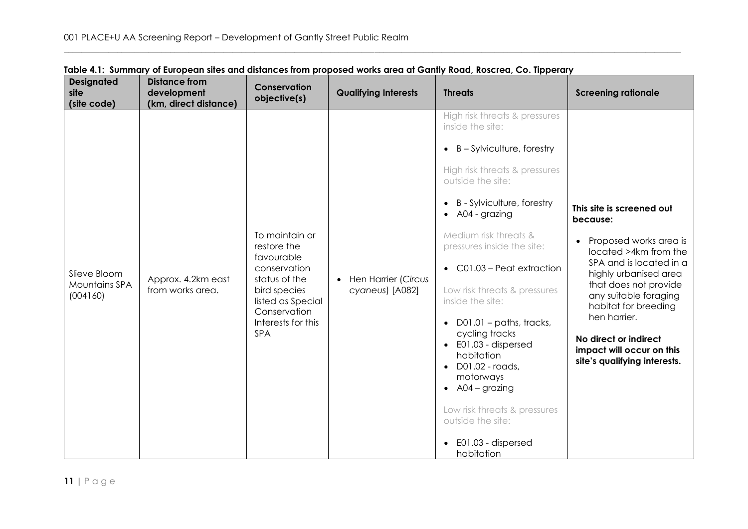**Table 4.1: Summary of European sites and distances from proposed works area at Gantly Road, Roscrea, Co. Tipperary**

| Designated site (site code) | Distance from development (km, direct distance) | Conservation objective(s) | Qualifying Interests | Threats | Screening rationale |
|---|---|---|---|---|---|
| Slieve Bloom Mountains SPA (004160) | Approx. 4.2km east from works area. | To maintain or restore the favourable conservation status of the bird species listed as Special Conservation Interests for this SPA | • Hen Harrier (*Circus cyaneus*) [A082] | High risk threats & pressures inside the site:<br>• B – Sylviculture, forestry<br><br>High risk threats & pressures outside the site:<br>• B - Sylviculture, forestry<br>• A04 - grazing<br><br>Medium risk threats & pressures inside the site:<br>• C01.03 – Peat extraction<br><br>Low risk threats & pressures inside the site:<br>• D01.01 – paths, tracks, cycling tracks<br>• E01.03 - dispersed habitation<br>• D01.02 - roads, motorways<br>• A04 – grazing<br><br>Low risk threats & pressures outside the site:<br>• E01.03 - dispersed habitation | **This site is screened out because:**<br>• Proposed works area is located >4km from the SPA and is located in a highly urbanised area that does not provide any suitable foraging habitat for breeding hen harrier.<br><br>**No direct or indirect impact will occur on this site's qualifying interests.** |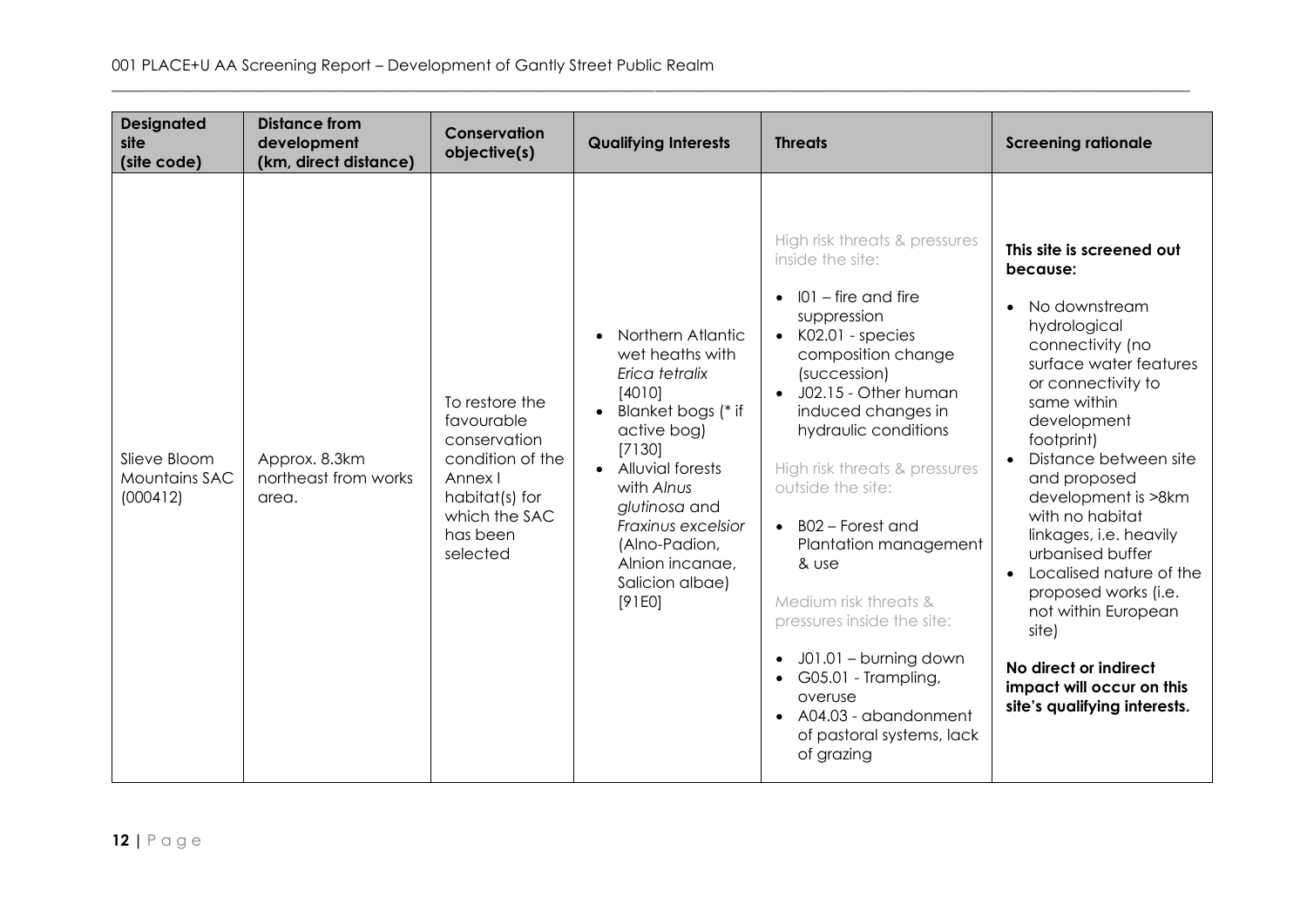| Designated site (site code) | Distance from development (km, direct distance) | Conservation objective(s) | Qualifying Interests | Threats | Screening rationale |
|---|---|---|---|---|---|
| Slieve Bloom Mountains SAC (000412) | Approx. 8.3km northeast from works area. | To restore the favourable conservation condition of the Annex I habitat(s) for which the SAC has been selected | • Northern Atlantic wet heaths with *Erica tetralix* [4010]<br>• Blanket bogs (* if active bog) [7130]<br>• Alluvial forests with *Alnus glutinosa* and *Fraxinus excelsior* (Alno-Padion, Alnion incanae, Salicion albae) [91E0] | High risk threats & pressures inside the site:<br>• I01 – fire and fire suppression<br>• K02.01 - species composition change (succession)<br>• J02.15 - Other human induced changes in hydraulic conditions<br><br>High risk threats & pressures outside the site:<br>• B02 – Forest and Plantation management & use<br><br>Medium risk threats & pressures inside the site:<br>• J01.01 – burning down<br>• G05.01 - Trampling, overuse<br>• A04.03 - abandonment of pastoral systems, lack of grazing | **This site is screened out because:**<br>• No downstream hydrological connectivity (no surface water features or connectivity to same within development footprint)<br>• Distance between site and proposed development is >8km with no habitat linkages, i.e. heavily urbanised buffer<br>• Localised nature of the proposed works (i.e. not within European site)<br><br>**No direct or indirect impact will occur on this site's qualifying interests.** |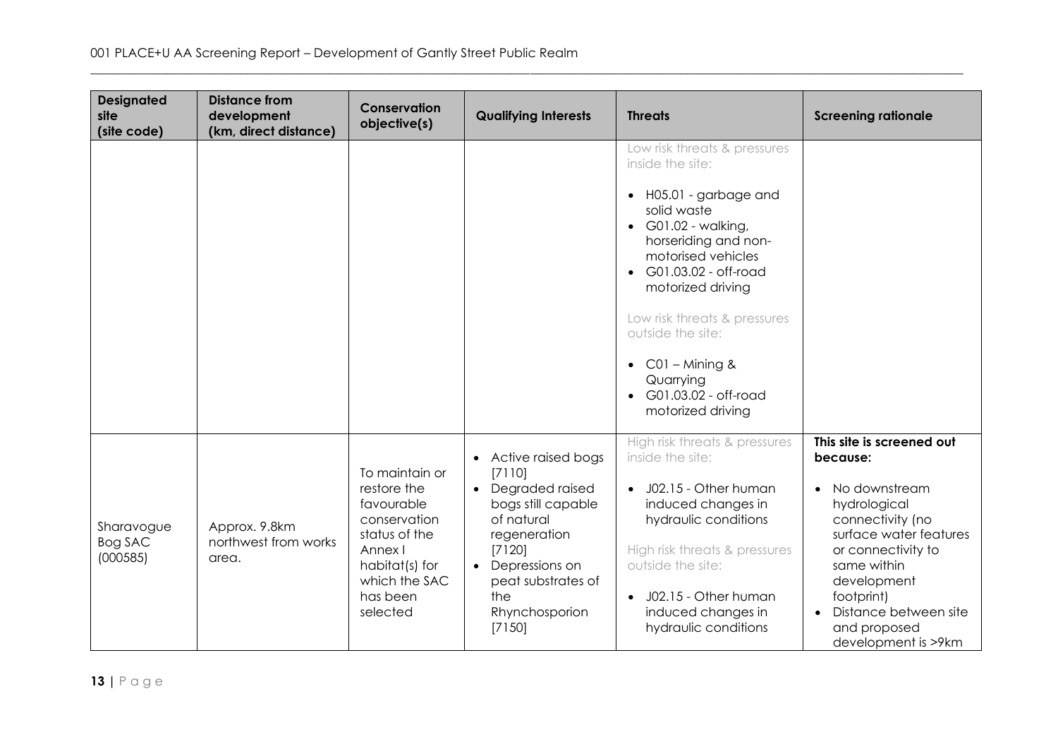| Designated site (site code) | Distance from development (km, direct distance) | Conservation objective(s) | Qualifying Interests | Threats | Screening rationale |
|---|---|---|---|---|---|
| | | | | Low risk threats & pressures inside the site:<br><br>• H05.01 - garbage and solid waste<br>• G01.02 - walking, horseriding and non-motorised vehicles<br>• G01.03.02 - off-road motorized driving<br><br>Low risk threats & pressures outside the site:<br><br>• C01 – Mining & Quarrying<br>• G01.03.02 - off-road motorized driving | |
| Sharavogue Bog SAC (000585) | Approx. 9.8km northwest from works area. | To maintain or restore the favourable conservation status of the Annex I habitat(s) for which the SAC has been selected | • Active raised bogs [7110]<br>• Degraded raised bogs still capable of natural regeneration [7120]<br>• Depressions on peat substrates of the Rhynchosporion [7150] | High risk threats & pressures inside the site:<br><br>• J02.15 - Other human induced changes in hydraulic conditions<br><br>High risk threats & pressures outside the site:<br><br>• J02.15 - Other human induced changes in hydraulic conditions | **This site is screened out because:**<br><br>• No downstream hydrological connectivity (no surface water features or connectivity to same within development footprint)<br>• Distance between site and proposed development is >9km |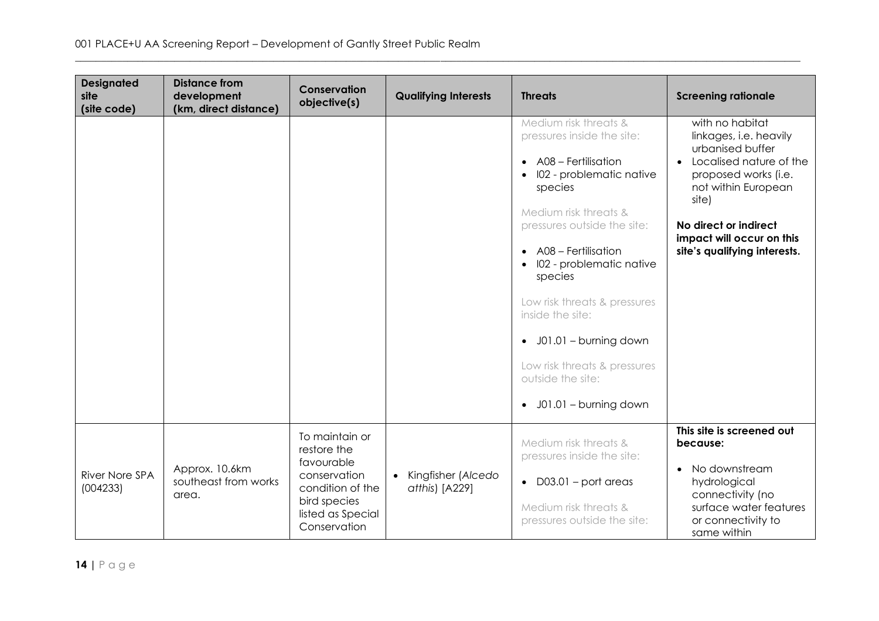| Designated site (site code) | Distance from development (km, direct distance) | Conservation objective(s) | Qualifying Interests | Threats | Screening rationale |
|---|---|---|---|---|---|
| | | | | Medium risk threats & pressures inside the site:<br><br>• A08 – Fertilisation<br>• I02 - problematic native species<br><br>Medium risk threats & pressures outside the site:<br><br>• A08 – Fertilisation<br>• I02 - problematic native species<br><br>Low risk threats & pressures inside the site:<br><br>• J01.01 – burning down<br><br>Low risk threats & pressures outside the site:<br><br>• J01.01 – burning down | with no habitat linkages, i.e. heavily urbanised buffer<br>• Localised nature of the proposed works (i.e. not within European site)<br><br>**No direct or indirect impact will occur on this site's qualifying interests.** |
| River Nore SPA (004233) | Approx. 10.6km southeast from works area. | To maintain or restore the favourable conservation condition of the bird species listed as Special Conservation | • Kingfisher (*Alcedo atthis*) [A229] | Medium risk threats & pressures inside the site:<br><br>• D03.01 – port areas<br><br>Medium risk threats & pressures outside the site: | **This site is screened out because:**<br><br>• No downstream hydrological connectivity (no surface water features or connectivity to same within |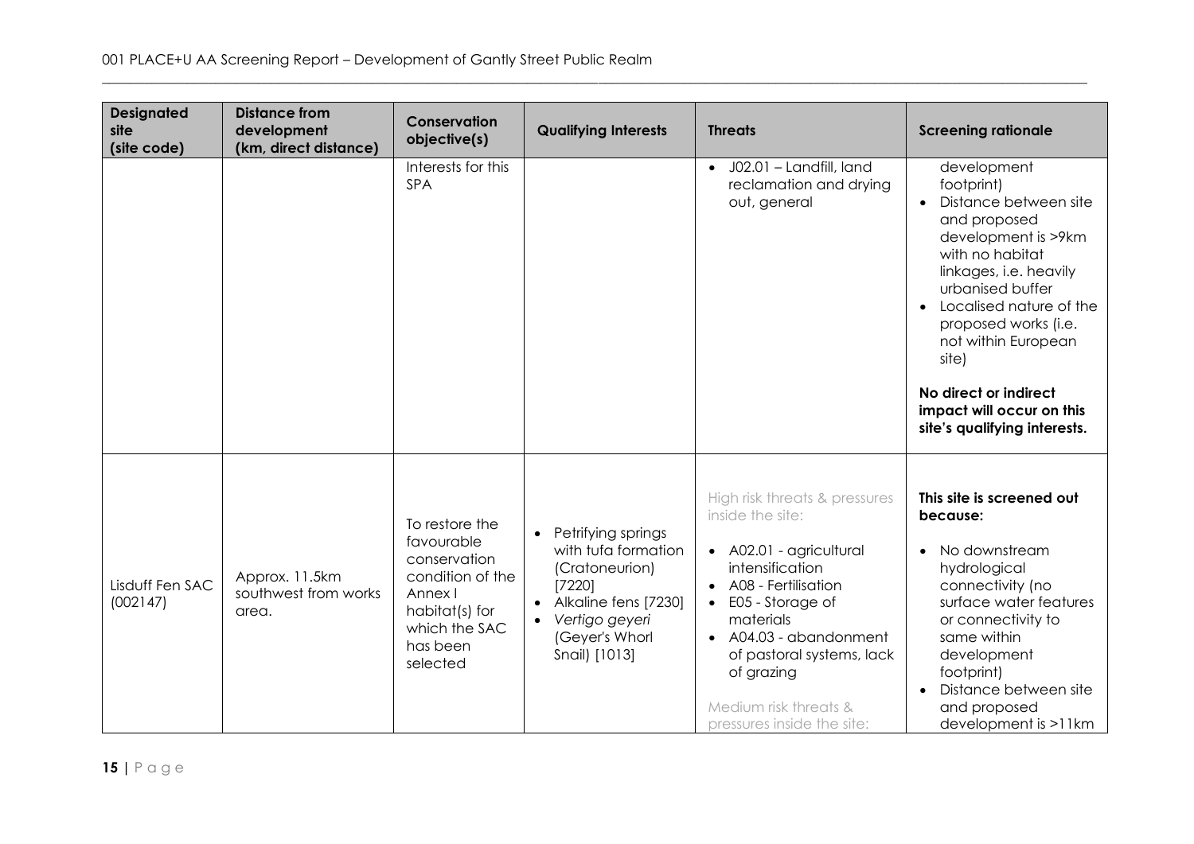| Designated site (site code) | Distance from development (km, direct distance) | Conservation objective(s) | Qualifying Interests | Threats | Screening rationale |
|---|---|---|---|---|---|
| | | Interests for this SPA | | • J02.01 – Landfill, land reclamation and drying out, general | development footprint)<br>• Distance between site and proposed development is >9km with no habitat linkages, i.e. heavily urbanised buffer<br>• Localised nature of the proposed works (i.e. not within European site)<br><br>**No direct or indirect impact will occur on this site's qualifying interests.** |
| Lisduff Fen SAC (002147) | Approx. 11.5km southwest from works area. | To restore the favourable conservation condition of the Annex I habitat(s) for which the SAC has been selected | • Petrifying springs with tufa formation (Cratoneurion) [7220]<br>• Alkaline fens [7230]<br>• *Vertigo geyeri* (Geyer's Whorl Snail) [1013] | High risk threats & pressures inside the site:<br>• A02.01 - agricultural intensification<br>• A08 - Fertilisation<br>• E05 - Storage of materials<br>• A04.03 - abandonment of pastoral systems, lack of grazing<br><br>Medium risk threats & pressures inside the site: | **This site is screened out because:**<br>• No downstream hydrological connectivity (no surface water features or connectivity to same within development footprint)<br>• Distance between site and proposed development is >11km |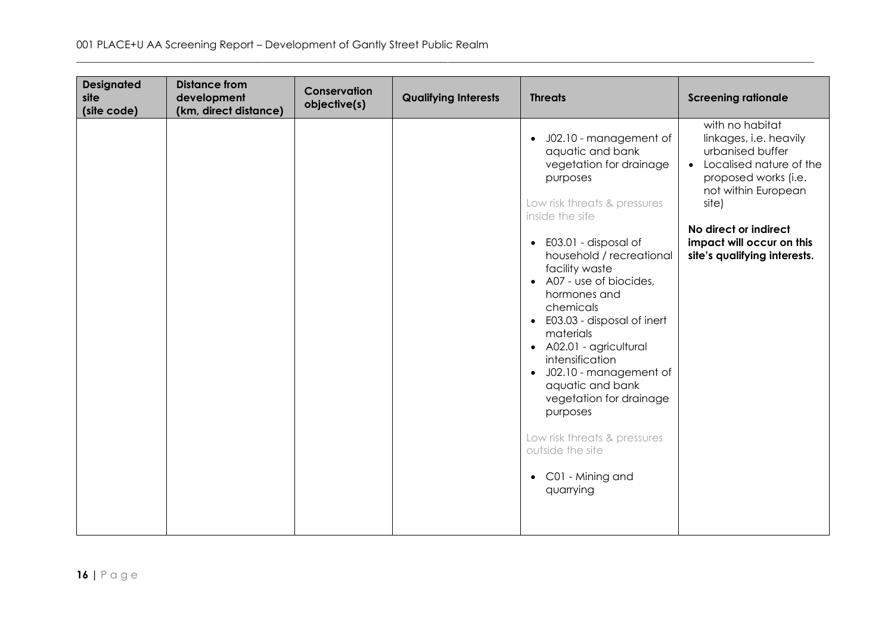| Designated site (site code) | Distance from development (km, direct distance) | Conservation objective(s) | Qualifying Interests | Threats | Screening rationale |
|---|---|---|---|---|---|
| | | | | • J02.10 - management of aquatic and bank vegetation for drainage purposes<br><br>Low risk threats & pressures inside the site<br><br>• E03.01 - disposal of household / recreational facility waste<br>• A07 - use of biocides, hormones and chemicals<br>• E03.03 - disposal of inert materials<br>• A02.01 - agricultural intensification<br>• J02.10 - management of aquatic and bank vegetation for drainage purposes<br><br>Low risk threats & pressures outside the site<br><br>• C01 - Mining and quarrying | with no habitat linkages, i.e. heavily urbanised buffer<br>• Localised nature of the proposed works (i.e. not within European site)<br><br>**No direct or indirect impact will occur on this site's qualifying interests.** |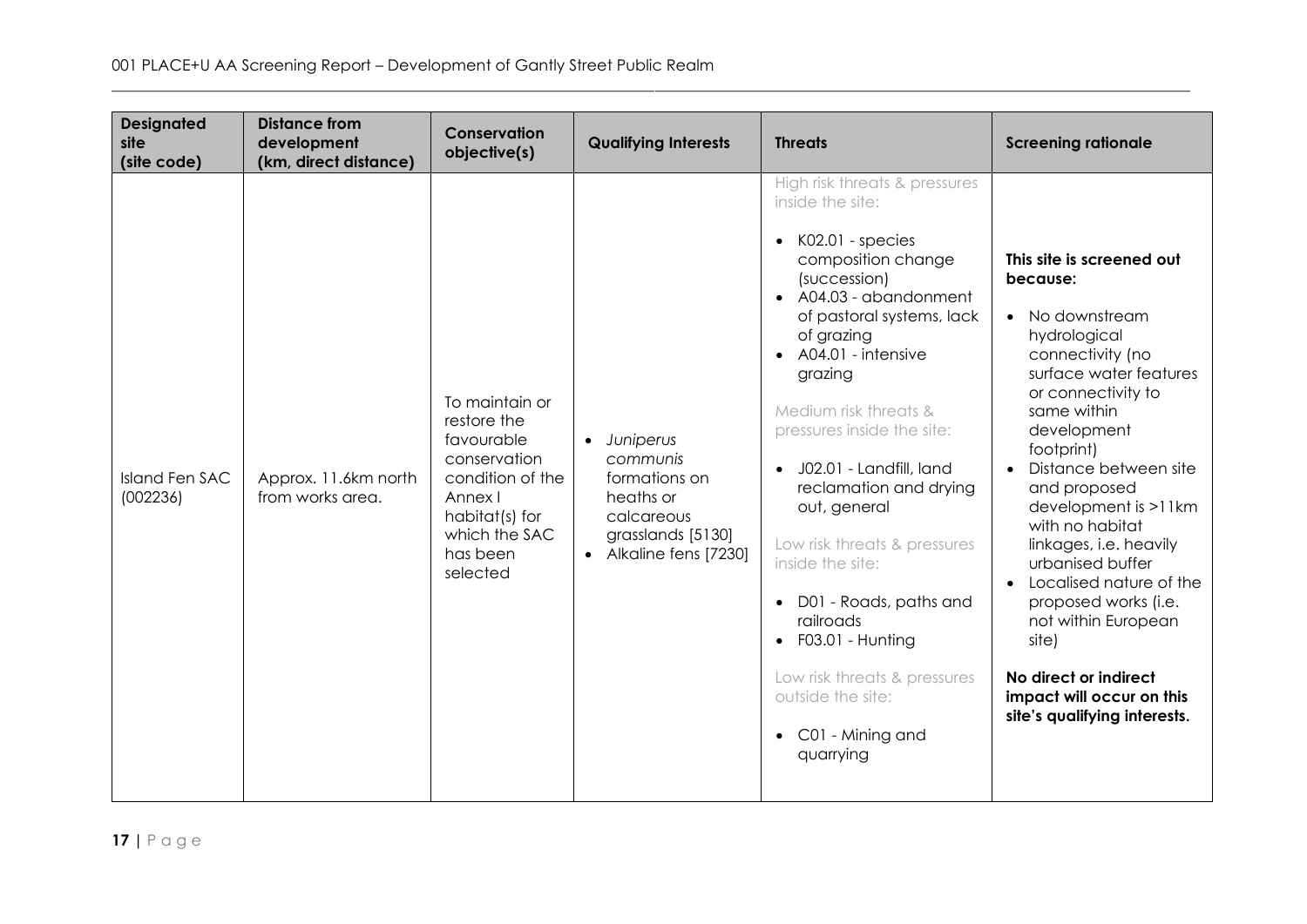| Designated site (site code) | Distance from development (km, direct distance) | Conservation objective(s) | Qualifying Interests | Threats | Screening rationale |
|---|---|---|---|---|---|
| Island Fen SAC (002236) | Approx. 11.6km north from works area. | To maintain or restore the favourable conservation condition of the Annex I habitat(s) for which the SAC has been selected | • *Juniperus communis* formations on heaths or calcareous grasslands [5130]<br>• Alkaline fens [7230] | High risk threats & pressures inside the site:<br>• K02.01 - species composition change (succession)<br>• A04.03 - abandonment of pastoral systems, lack of grazing<br>• A04.01 - intensive grazing<br><br>Medium risk threats & pressures inside the site:<br>• J02.01 - Landfill, land reclamation and drying out, general<br><br>Low risk threats & pressures inside the site:<br>• D01 - Roads, paths and railroads<br>• F03.01 - Hunting<br><br>Low risk threats & pressures outside the site:<br>• C01 - Mining and quarrying | **This site is screened out because:**<br>• No downstream hydrological connectivity (no surface water features or connectivity to same within development footprint)<br>• Distance between site and proposed development is >11km with no habitat linkages, i.e. heavily urbanised buffer<br>• Localised nature of the proposed works (i.e. not within European site)<br><br>**No direct or indirect impact will occur on this site's qualifying interests.** |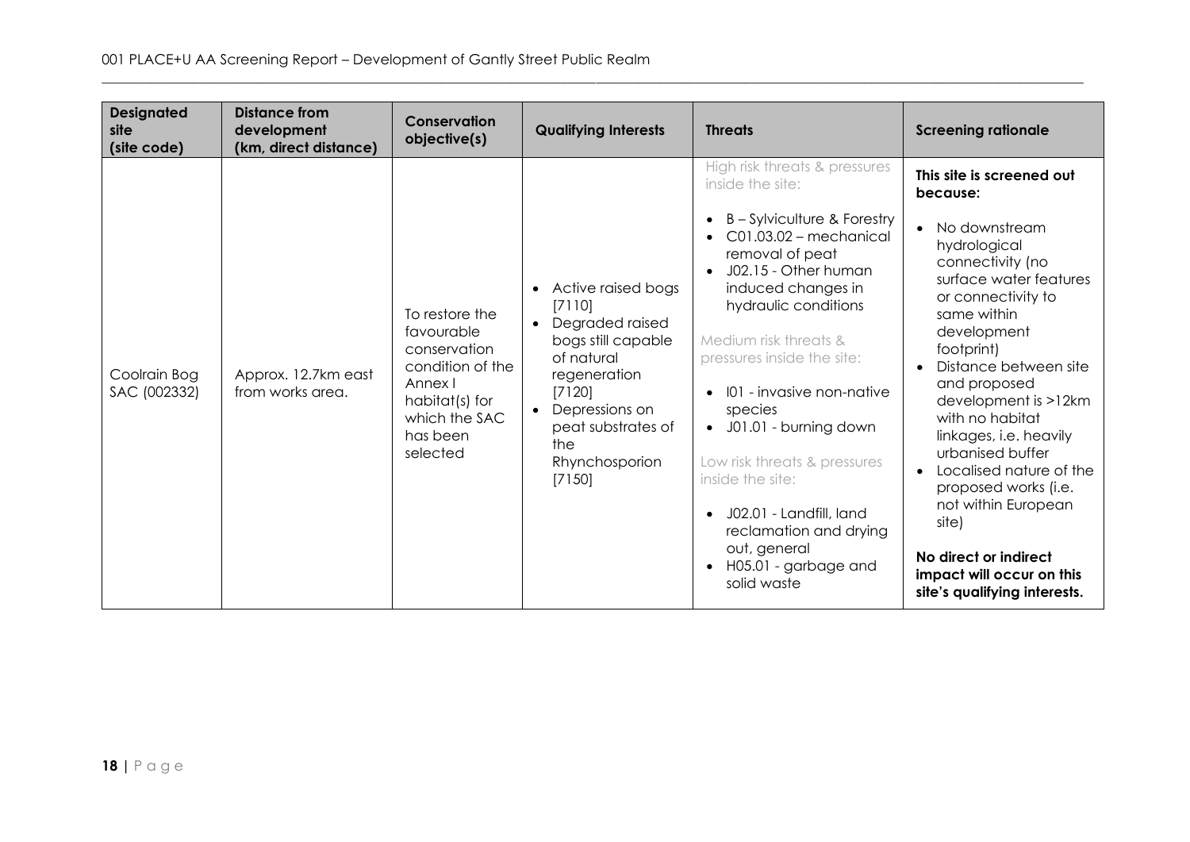| Designated site (site code) | Distance from development (km, direct distance) | Conservation objective(s) | Qualifying Interests | Threats | Screening rationale |
|---|---|---|---|---|---|
| Coolrain Bog SAC (002332) | Approx. 12.7km east from works area. | To restore the favourable conservation condition of the Annex I habitat(s) for which the SAC has been selected | • Active raised bogs [7110]<br>• Degraded raised bogs still capable of natural regeneration [7120]<br>• Depressions on peat substrates of the Rhynchosporion [7150] | High risk threats & pressures inside the site:<br>• B – Sylviculture & Forestry<br>• C01.03.02 – mechanical removal of peat<br>• J02.15 - Other human induced changes in hydraulic conditions<br><br>Medium risk threats & pressures inside the site:<br>• I01 - invasive non-native species<br>• J01.01 - burning down<br><br>Low risk threats & pressures inside the site:<br>• J02.01 - Landfill, land reclamation and drying out, general<br>• H05.01 - garbage and solid waste | **This site is screened out because:**<br>• No downstream hydrological connectivity (no surface water features or connectivity to same within development footprint)<br>• Distance between site and proposed development is >12km with no habitat linkages, i.e. heavily urbanised buffer<br>• Localised nature of the proposed works (i.e. not within European site)<br><br>**No direct or indirect impact will occur on this site's qualifying interests.** |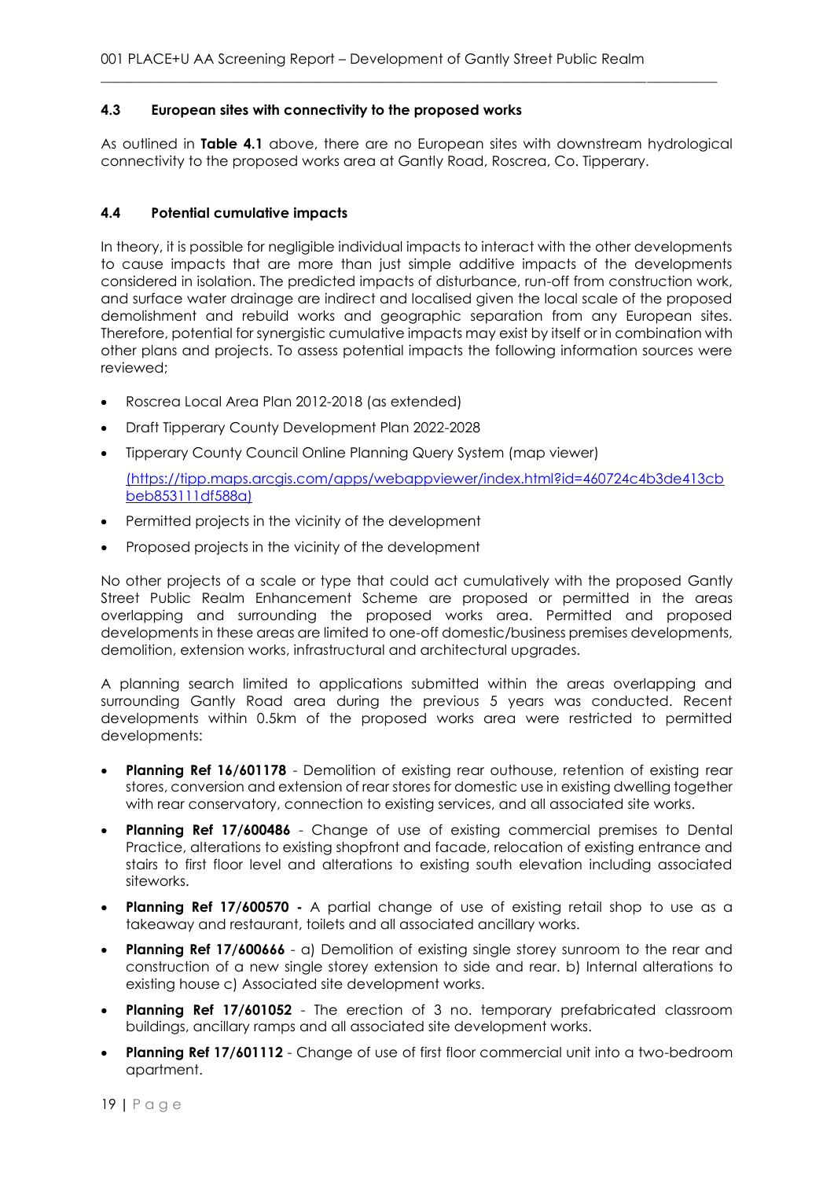### 4.3 European sites with connectivity to the proposed works

As outlined in **Table 4.1** above, there are no European sites with downstream hydrological connectivity to the proposed works area at Gantly Road, Roscrea, Co. Tipperary.

### 4.4 Potential cumulative impacts

In theory, it is possible for negligible individual impacts to interact with the other developments to cause impacts that are more than just simple additive impacts of the developments considered in isolation. The predicted impacts of disturbance, run-off from construction work, and surface water drainage are indirect and localised given the local scale of the proposed demolishment and rebuild works and geographic separation from any European sites. Therefore, potential for synergistic cumulative impacts may exist by itself or in combination with other plans and projects. To assess potential impacts the following information sources were reviewed;

- Roscrea Local Area Plan 2012-2018 (as extended)
- Draft Tipperary County Development Plan 2022-2028
- Tipperary County Council Online Planning Query System (map viewer)

  (https://tipp.maps.arcgis.com/apps/webappviewer/index.html?id=460724c4b3de413cbbeb853111df588a)
- Permitted projects in the vicinity of the development
- Proposed projects in the vicinity of the development

No other projects of a scale or type that could act cumulatively with the proposed Gantly Street Public Realm Enhancement Scheme are proposed or permitted in the areas overlapping and surrounding the proposed works area. Permitted and proposed developments in these areas are limited to one-off domestic/business premises developments, demolition, extension works, infrastructural and architectural upgrades.

A planning search limited to applications submitted within the areas overlapping and surrounding Gantly Road area during the previous 5 years was conducted. Recent developments within 0.5km of the proposed works area were restricted to permitted developments:

- **Planning Ref 16/601178** - Demolition of existing rear outhouse, retention of existing rear stores, conversion and extension of rear stores for domestic use in existing dwelling together with rear conservatory, connection to existing services, and all associated site works.
- **Planning Ref 17/600486** - Change of use of existing commercial premises to Dental Practice, alterations to existing shopfront and facade, relocation of existing entrance and stairs to first floor level and alterations to existing south elevation including associated siteworks.
- **Planning Ref 17/600570 -** A partial change of use of existing retail shop to use as a takeaway and restaurant, toilets and all associated ancillary works.
- **Planning Ref 17/600666** - a) Demolition of existing single storey sunroom to the rear and construction of a new single storey extension to side and rear. b) Internal alterations to existing house c) Associated site development works.
- **Planning Ref 17/601052** - The erection of 3 no. temporary prefabricated classroom buildings, ancillary ramps and all associated site development works.
- **Planning Ref 17/601112** - Change of use of first floor commercial unit into a two-bedroom apartment.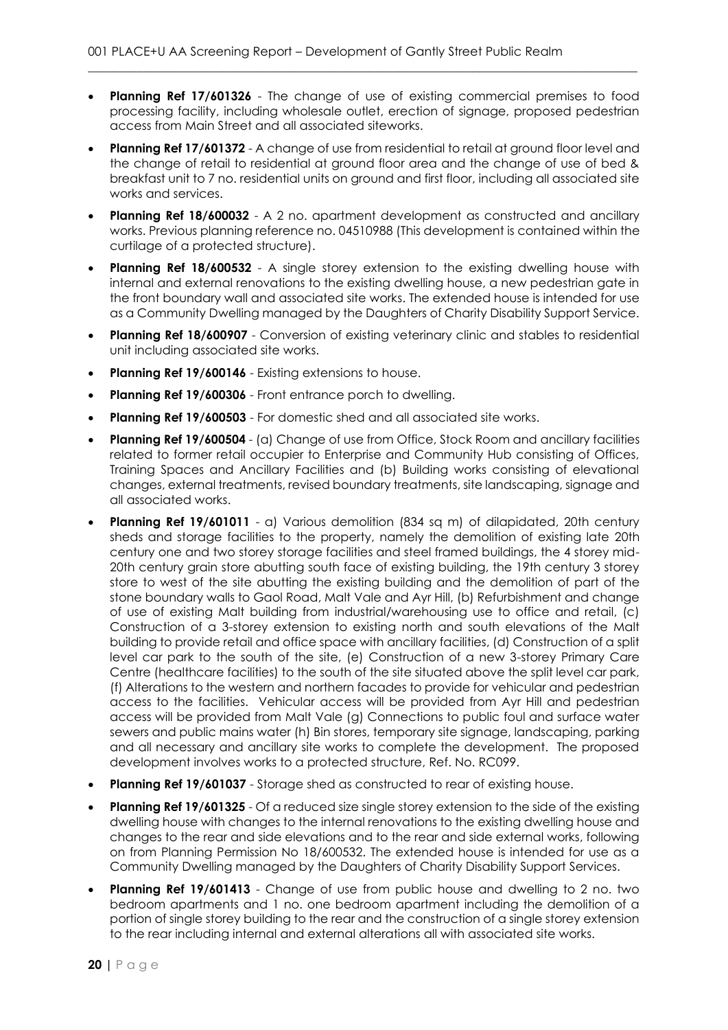- **Planning Ref 17/601326** - The change of use of existing commercial premises to food processing facility, including wholesale outlet, erection of signage, proposed pedestrian access from Main Street and all associated siteworks.
- **Planning Ref 17/601372** - A change of use from residential to retail at ground floor level and the change of retail to residential at ground floor area and the change of use of bed & breakfast unit to 7 no. residential units on ground and first floor, including all associated site works and services.
- **Planning Ref 18/600032** - A 2 no. apartment development as constructed and ancillary works. Previous planning reference no. 04510988 (This development is contained within the curtilage of a protected structure).
- **Planning Ref 18/600532** - A single storey extension to the existing dwelling house with internal and external renovations to the existing dwelling house, a new pedestrian gate in the front boundary wall and associated site works. The extended house is intended for use as a Community Dwelling managed by the Daughters of Charity Disability Support Service.
- **Planning Ref 18/600907** - Conversion of existing veterinary clinic and stables to residential unit including associated site works.
- **Planning Ref 19/600146** - Existing extensions to house.
- **Planning Ref 19/600306** - Front entrance porch to dwelling.
- **Planning Ref 19/600503** - For domestic shed and all associated site works.
- **Planning Ref 19/600504** - (a) Change of use from Office, Stock Room and ancillary facilities related to former retail occupier to Enterprise and Community Hub consisting of Offices, Training Spaces and Ancillary Facilities and (b) Building works consisting of elevational changes, external treatments, revised boundary treatments, site landscaping, signage and all associated works.
- **Planning Ref 19/601011** - a) Various demolition (834 sq m) of dilapidated, 20th century sheds and storage facilities to the property, namely the demolition of existing late 20th century one and two storey storage facilities and steel framed buildings, the 4 storey mid-20th century grain store abutting south face of existing building, the 19th century 3 storey store to west of the site abutting the existing building and the demolition of part of the stone boundary walls to Gaol Road, Malt Vale and Ayr Hill, (b) Refurbishment and change of use of existing Malt building from industrial/warehousing use to office and retail, (c) Construction of a 3-storey extension to existing north and south elevations of the Malt building to provide retail and office space with ancillary facilities, (d) Construction of a split level car park to the south of the site, (e) Construction of a new 3-storey Primary Care Centre (healthcare facilities) to the south of the site situated above the split level car park, (f) Alterations to the western and northern facades to provide for vehicular and pedestrian access to the facilities. Vehicular access will be provided from Ayr Hill and pedestrian access will be provided from Malt Vale (g) Connections to public foul and surface water sewers and public mains water (h) Bin stores, temporary site signage, landscaping, parking and all necessary and ancillary site works to complete the development. The proposed development involves works to a protected structure, Ref. No. RC099.
- **Planning Ref 19/601037** - Storage shed as constructed to rear of existing house.
- **Planning Ref 19/601325** - Of a reduced size single storey extension to the side of the existing dwelling house with changes to the internal renovations to the existing dwelling house and changes to the rear and side elevations and to the rear and side external works, following on from Planning Permission No 18/600532. The extended house is intended for use as a Community Dwelling managed by the Daughters of Charity Disability Support Services.
- **Planning Ref 19/601413** - Change of use from public house and dwelling to 2 no. two bedroom apartments and 1 no. one bedroom apartment including the demolition of a portion of single storey building to the rear and the construction of a single storey extension to the rear including internal and external alterations all with associated site works.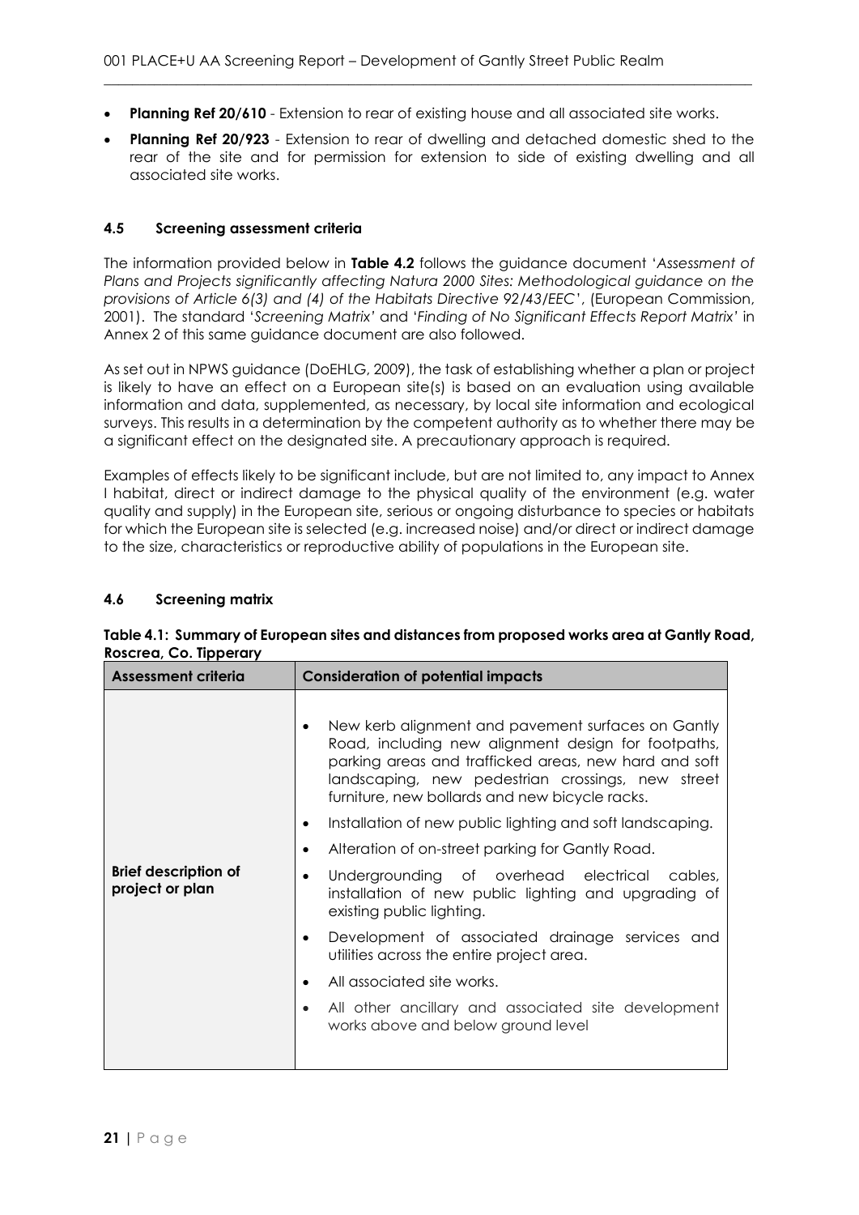- **Planning Ref 20/610** - Extension to rear of existing house and all associated site works.
- **Planning Ref 20/923** - Extension to rear of dwelling and detached domestic shed to the rear of the site and for permission for extension to side of existing dwelling and all associated site works.

### 4.5 Screening assessment criteria

The information provided below in **Table 4.2** follows the guidance document '*Assessment of Plans and Projects significantly affecting Natura 2000 Sites: Methodological guidance on the provisions of Article 6(3) and (4) of the Habitats Directive 92/43/EEC'*, (European Commission, 2001). The standard '*Screening Matrix*' and '*Finding of No Significant Effects Report Matrix*' in Annex 2 of this same guidance document are also followed.

As set out in NPWS guidance (DoEHLG, 2009), the task of establishing whether a plan or project is likely to have an effect on a European site(s) is based on an evaluation using available information and data, supplemented, as necessary, by local site information and ecological surveys. This results in a determination by the competent authority as to whether there may be a significant effect on the designated site. A precautionary approach is required.

Examples of effects likely to be significant include, but are not limited to, any impact to Annex I habitat, direct or indirect damage to the physical quality of the environment (e.g. water quality and supply) in the European site, serious or ongoing disturbance to species or habitats for which the European site is selected (e.g. increased noise) and/or direct or indirect damage to the size, characteristics or reproductive ability of populations in the European site.

### 4.6 Screening matrix

**Table 4.1: Summary of European sites and distances from proposed works area at Gantly Road, Roscrea, Co. Tipperary**

| Assessment criteria | Consideration of potential impacts |
|---|---|
| **Brief description of project or plan** | • New kerb alignment and pavement surfaces on Gantly Road, including new alignment design for footpaths, parking areas and trafficked areas, new hard and soft landscaping, new pedestrian crossings, new street furniture, new bollards and new bicycle racks.<br>• Installation of new public lighting and soft landscaping.<br>• Alteration of on-street parking for Gantly Road.<br>• Undergrounding of overhead electrical cables, installation of new public lighting and upgrading of existing public lighting.<br>• Development of associated drainage services and utilities across the entire project area.<br>• All associated site works.<br>• All other ancillary and associated site development works above and below ground level |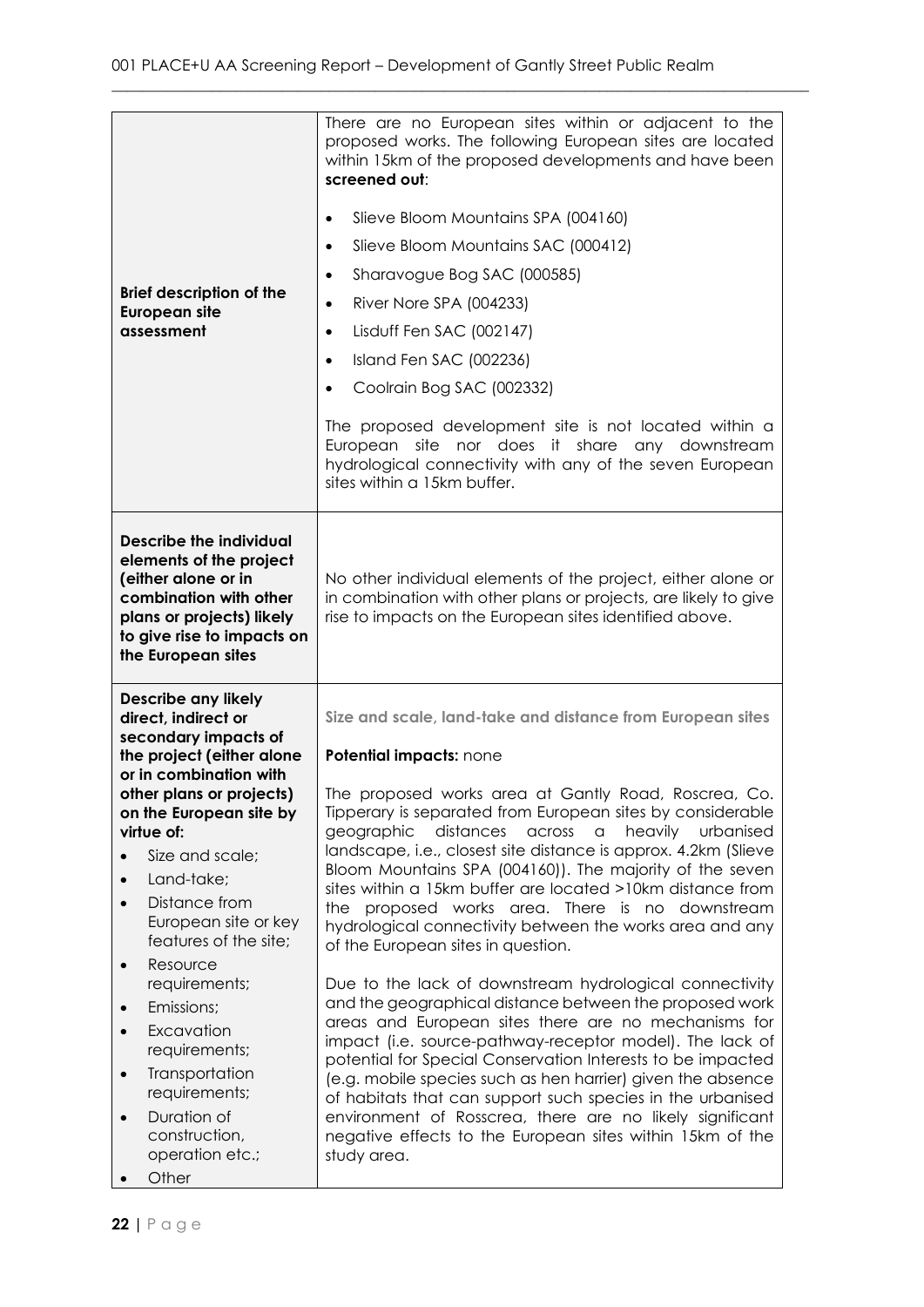| | |
|---|---|
| **Brief description of the European site assessment** | There are no European sites within or adjacent to the proposed works. The following European sites are located within 15km of the proposed developments and have been **screened out**:<br><br>• Slieve Bloom Mountains SPA (004160)<br>• Slieve Bloom Mountains SAC (000412)<br>• Sharavogue Bog SAC (000585)<br>• River Nore SPA (004233)<br>• Lisduff Fen SAC (002147)<br>• Island Fen SAC (002236)<br>• Coolrain Bog SAC (002332)<br><br>The proposed development site is not located within a European site nor does it share any downstream hydrological connectivity with any of the seven European sites within a 15km buffer. |
| **Describe the individual elements of the project (either alone or in combination with other plans or projects) likely to give rise to impacts on the European sites** | No other individual elements of the project, either alone or in combination with other plans or projects, are likely to give rise to impacts on the European sites identified above. |
| **Describe any likely direct, indirect or secondary impacts of the project (either alone or in combination with other plans or projects) on the European site by virtue of:**<br>• Size and scale;<br>• Land-take;<br>• Distance from European site or key features of the site;<br>• Resource requirements;<br>• Emissions;<br>• Excavation requirements;<br>• Transportation requirements;<br>• Duration of construction, operation etc.;<br>• Other | **Size and scale, land-take and distance from European sites**<br><br>**Potential impacts:** none<br><br>The proposed works area at Gantly Road, Roscrea, Co. Tipperary is separated from European sites by considerable geographic distances across a heavily urbanised landscape, i.e., closest site distance is approx. 4.2km (Slieve Bloom Mountains SPA (004160)). The majority of the seven sites within a 15km buffer are located >10km distance from the proposed works area. There is no downstream hydrological connectivity between the works area and any of the European sites in question.<br><br>Due to the lack of downstream hydrological connectivity and the geographical distance between the proposed work areas and European sites there are no mechanisms for impact (i.e. source-pathway-receptor model). The lack of potential for Special Conservation Interests to be impacted (e.g. mobile species such as hen harrier) given the absence of habitats that can support such species in the urbanised environment of Rosscrea, there are no likely significant negative effects to the European sites within 15km of the study area. |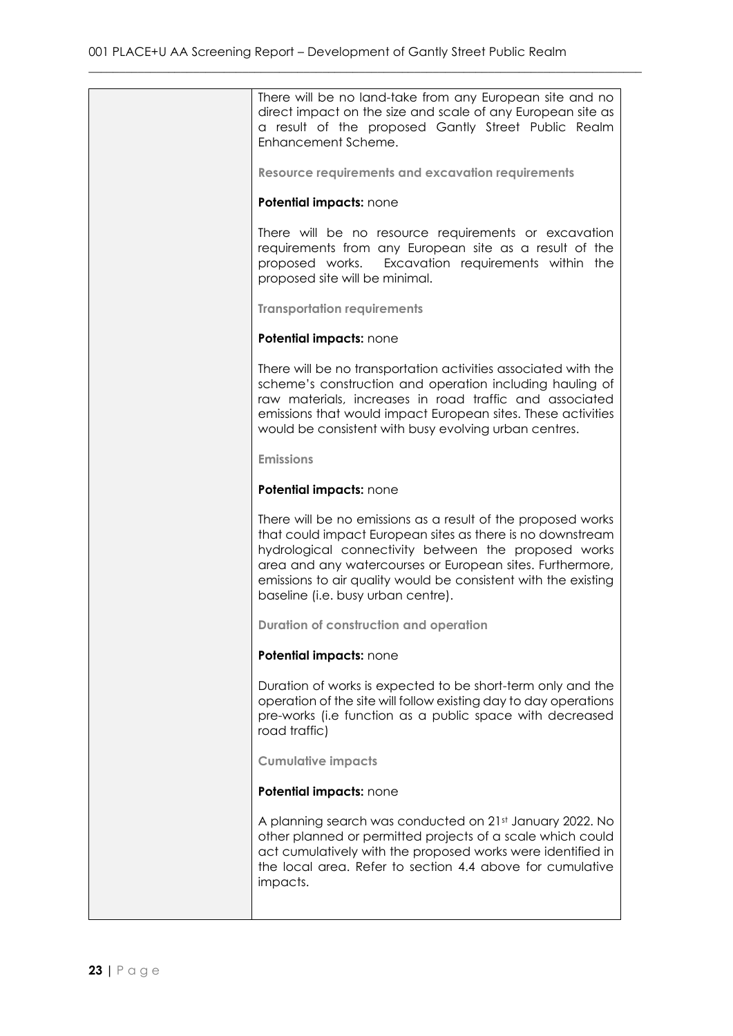| | |
|---|---|
| | There will be no land-take from any European site and no direct impact on the size and scale of any European site as a result of the proposed Gantly Street Public Realm Enhancement Scheme.<br><br>**Resource requirements and excavation requirements**<br><br>**Potential impacts:** none<br><br>There will be no resource requirements or excavation requirements from any European site as a result of the proposed works. Excavation requirements within the proposed site will be minimal.<br><br>**Transportation requirements**<br><br>**Potential impacts:** none<br><br>There will be no transportation activities associated with the scheme's construction and operation including hauling of raw materials, increases in road traffic and associated emissions that would impact European sites. These activities would be consistent with busy evolving urban centres.<br><br>**Emissions**<br><br>**Potential impacts:** none<br><br>There will be no emissions as a result of the proposed works that could impact European sites as there is no downstream hydrological connectivity between the proposed works area and any watercourses or European sites. Furthermore, emissions to air quality would be consistent with the existing baseline (i.e. busy urban centre).<br><br>**Duration of construction and operation**<br><br>**Potential impacts:** none<br><br>Duration of works is expected to be short-term only and the operation of the site will follow existing day to day operations pre-works (i.e function as a public space with decreased road traffic)<br><br>**Cumulative impacts**<br><br>**Potential impacts:** none<br><br>A planning search was conducted on 21st January 2022. No other planned or permitted projects of a scale which could act cumulatively with the proposed works were identified in the local area. Refer to section 4.4 above for cumulative impacts. |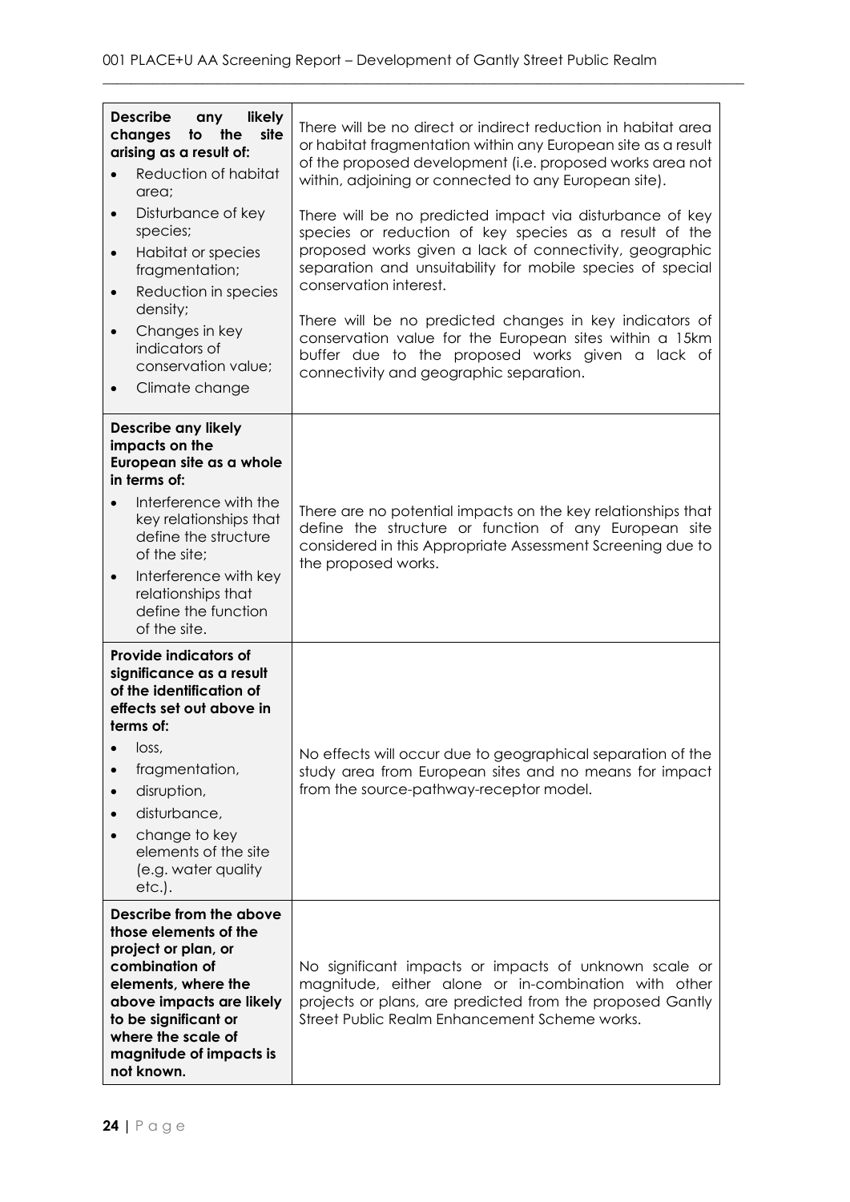| **Describe any likely changes to the site arising as a result of:**<br>• Reduction of habitat area;<br>• Disturbance of key species;<br>• Habitat or species fragmentation;<br>• Reduction in species density;<br>• Changes in key indicators of conservation value;<br>• Climate change | There will be no direct or indirect reduction in habitat area or habitat fragmentation within any European site as a result of the proposed development (i.e. proposed works area not within, adjoining or connected to any European site).<br><br>There will be no predicted impact via disturbance of key species or reduction of key species as a result of the proposed works given a lack of connectivity, geographic separation and unsuitability for mobile species of special conservation interest.<br><br>There will be no predicted changes in key indicators of conservation value for the European sites within a 15km buffer due to the proposed works given a lack of connectivity and geographic separation. |
|---|---|
| **Describe any likely impacts on the European site as a whole in terms of:**<br>• Interference with the key relationships that define the structure of the site;<br>• Interference with key relationships that define the function of the site. | There are no potential impacts on the key relationships that define the structure or function of any European site considered in this Appropriate Assessment Screening due to the proposed works. |
| **Provide indicators of significance as a result of the identification of effects set out above in terms of:**<br>• loss,<br>• fragmentation,<br>• disruption,<br>• disturbance,<br>• change to key elements of the site (e.g. water quality etc.). | No effects will occur due to geographical separation of the study area from European sites and no means for impact from the source-pathway-receptor model. |
| **Describe from the above those elements of the project or plan, or combination of elements, where the above impacts are likely to be significant or where the scale of magnitude of impacts is not known.** | No significant impacts or impacts of unknown scale or magnitude, either alone or in-combination with other projects or plans, are predicted from the proposed Gantly Street Public Realm Enhancement Scheme works. |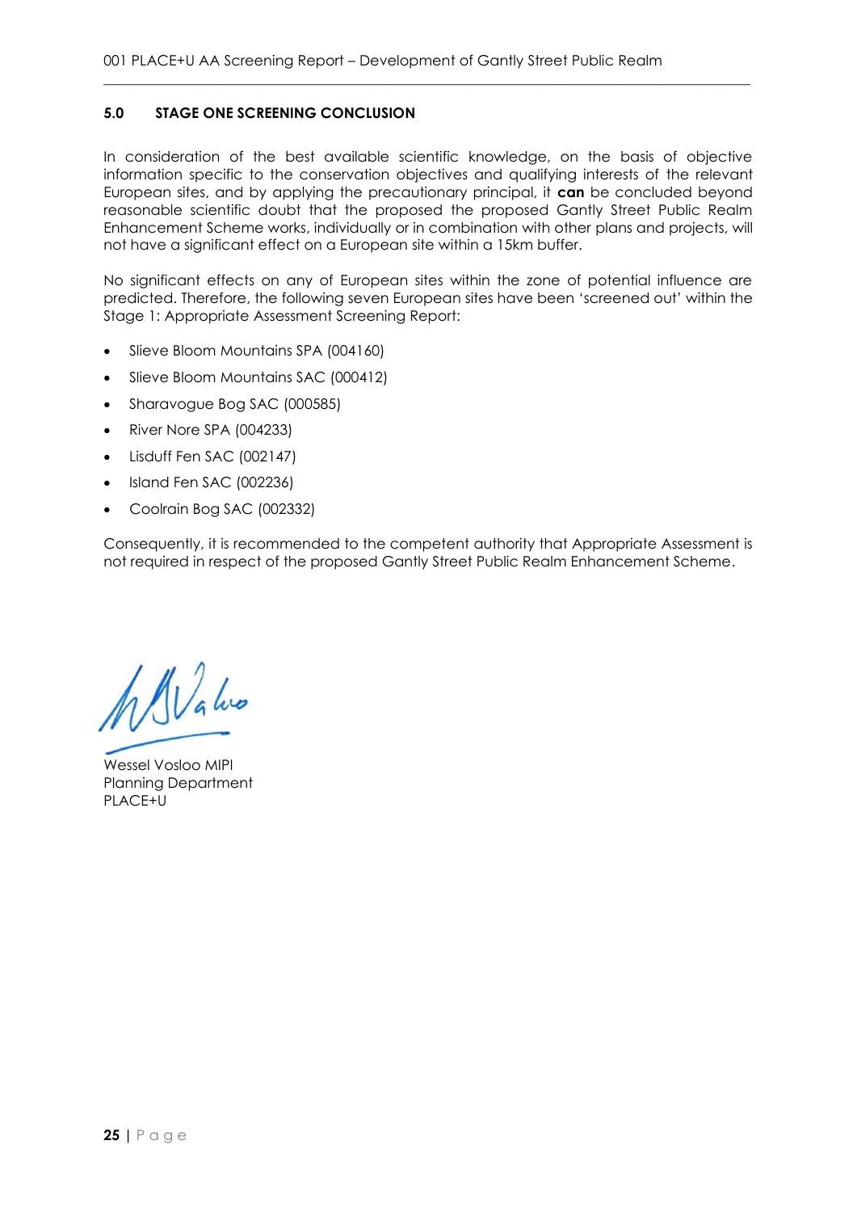## 5.0 STAGE ONE SCREENING CONCLUSION

In consideration of the best available scientific knowledge, on the basis of objective information specific to the conservation objectives and qualifying interests of the relevant European sites, and by applying the precautionary principal, it **can** be concluded beyond reasonable scientific doubt that the proposed the proposed Gantly Street Public Realm Enhancement Scheme works, individually or in combination with other plans and projects, will not have a significant effect on a European site within a 15km buffer.

No significant effects on any of European sites within the zone of potential influence are predicted. Therefore, the following seven European sites have been 'screened out' within the Stage 1: Appropriate Assessment Screening Report:

- Slieve Bloom Mountains SPA (004160)
- Slieve Bloom Mountains SAC (000412)
- Sharavogue Bog SAC (000585)
- River Nore SPA (004233)
- Lisduff Fen SAC (002147)
- Island Fen SAC (002236)
- Coolrain Bog SAC (002332)

Consequently, it is recommended to the competent authority that Appropriate Assessment is not required in respect of the proposed Gantly Street Public Realm Enhancement Scheme.

Wessel Vosloo MIPI
Planning Department
PLACE+U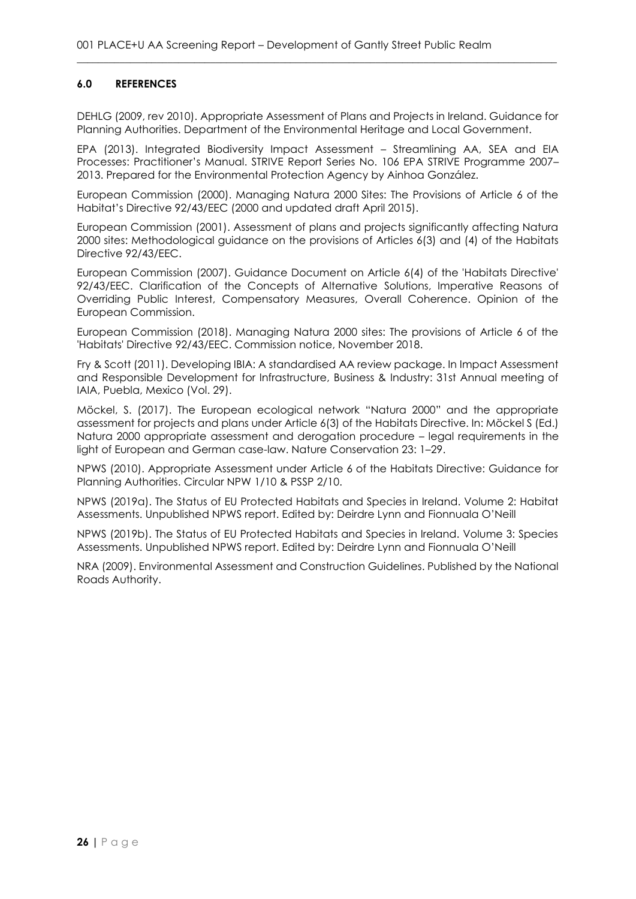## 6.0 REFERENCES

DEHLG (2009, rev 2010). Appropriate Assessment of Plans and Projects in Ireland. Guidance for Planning Authorities. Department of the Environmental Heritage and Local Government.

EPA (2013). Integrated Biodiversity Impact Assessment – Streamlining AA, SEA and EIA Processes: Practitioner's Manual. STRIVE Report Series No. 106 EPA STRIVE Programme 2007–2013. Prepared for the Environmental Protection Agency by Ainhoa González.

European Commission (2000). Managing Natura 2000 Sites: The Provisions of Article 6 of the Habitat's Directive 92/43/EEC (2000 and updated draft April 2015).

European Commission (2001). Assessment of plans and projects significantly affecting Natura 2000 sites: Methodological guidance on the provisions of Articles 6(3) and (4) of the Habitats Directive 92/43/EEC.

European Commission (2007). Guidance Document on Article 6(4) of the 'Habitats Directive' 92/43/EEC. Clarification of the Concepts of Alternative Solutions, Imperative Reasons of Overriding Public Interest, Compensatory Measures, Overall Coherence. Opinion of the European Commission.

European Commission (2018). Managing Natura 2000 sites: The provisions of Article 6 of the 'Habitats' Directive 92/43/EEC. Commission notice, November 2018.

Fry & Scott (2011). Developing IBIA: A standardised AA review package. In Impact Assessment and Responsible Development for Infrastructure, Business & Industry: 31st Annual meeting of IAIA, Puebla, Mexico (Vol. 29).

Möckel, S. (2017). The European ecological network "Natura 2000" and the appropriate assessment for projects and plans under Article 6(3) of the Habitats Directive. In: Möckel S (Ed.) Natura 2000 appropriate assessment and derogation procedure – legal requirements in the light of European and German case-law. Nature Conservation 23: 1–29.

NPWS (2010). Appropriate Assessment under Article 6 of the Habitats Directive: Guidance for Planning Authorities. Circular NPW 1/10 & PSSP 2/10.

NPWS (2019a). The Status of EU Protected Habitats and Species in Ireland. Volume 2: Habitat Assessments. Unpublished NPWS report. Edited by: Deirdre Lynn and Fionnuala O'Neill

NPWS (2019b). The Status of EU Protected Habitats and Species in Ireland. Volume 3: Species Assessments. Unpublished NPWS report. Edited by: Deirdre Lynn and Fionnuala O'Neill

NRA (2009). Environmental Assessment and Construction Guidelines. Published by the National Roads Authority.